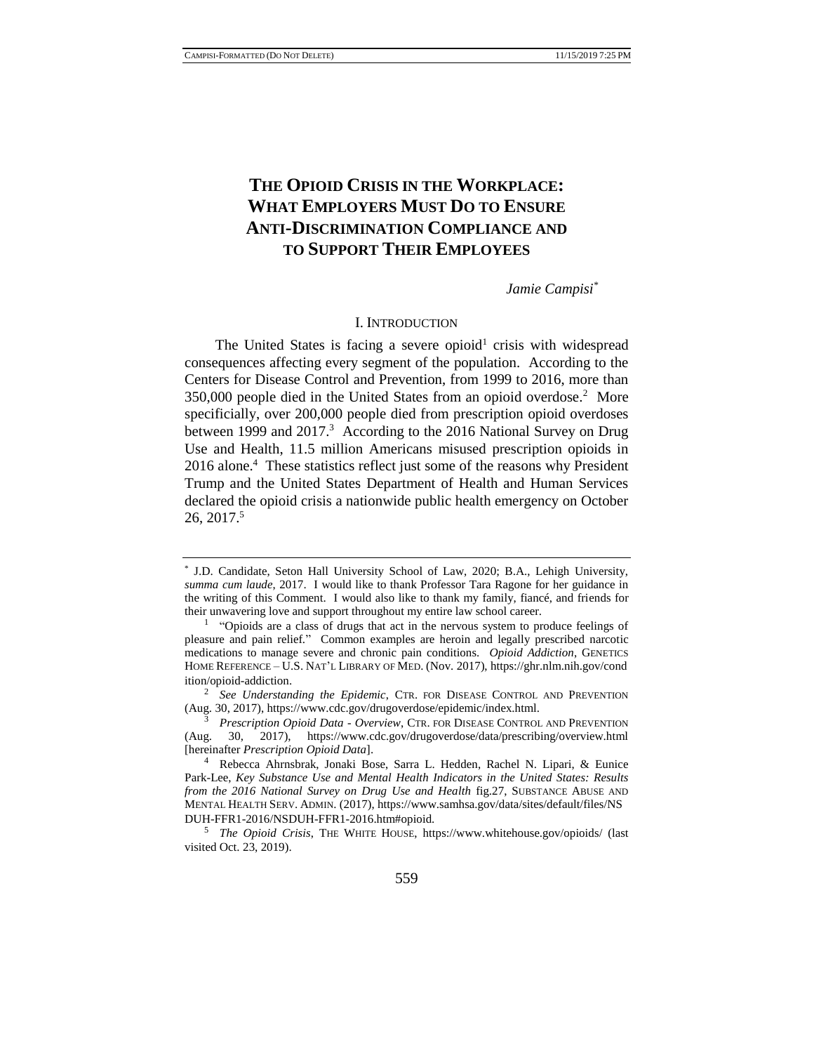# THE OPIOID CRISIS IN THE WORKPLACE: WHAT EMPLOYERS MUST DO TO ENSURE ANTI-DISCRIMINATION COMPLIANCE AND TO SUPPORT THEIR EMPLOYEES

*Jamie Campisi*[*]

## I. INTRODUCTION

The United States is facing a severe opioid[1] crisis with widespread consequences affecting every segment of the population. According to the Centers for Disease Control and Prevention, from 1999 to 2016, more than 350,000 people died in the United States from an opioid overdose.[2] More specificially, over 200,000 people died from prescription opioid overdoses between 1999 and 2017.[3] According to the 2016 National Survey on Drug Use and Health, 11.5 million Americans misused prescription opioids in 2016 alone.[4] These statistics reflect just some of the reasons why President Trump and the United States Department of Health and Human Services declared the opioid crisis a nationwide public health emergency on October 26, 2017.[5]

---

[*] J.D. Candidate, Seton Hall University School of Law, 2020; B.A., Lehigh University, *summa cum laude*, 2017. I would like to thank Professor Tara Ragone for her guidance in the writing of this Comment. I would also like to thank my family, fiancé, and friends for their unwavering love and support throughout my entire law school career.

[1] "Opioids are a class of drugs that act in the nervous system to produce feelings of pleasure and pain relief." Common examples are heroin and legally prescribed narcotic medications to manage severe and chronic pain conditions. *Opioid Addiction*, GENETICS HOME REFERENCE – U.S. NAT'L LIBRARY OF MED. (Nov. 2017), https://ghr.nlm.nih.gov/condition/opioid-addiction.

[2] *See Understanding the Epidemic*, CTR. FOR DISEASE CONTROL AND PREVENTION (Aug. 30, 2017), https://www.cdc.gov/drugoverdose/epidemic/index.html.

[3] *Prescription Opioid Data - Overview*, CTR. FOR DISEASE CONTROL AND PREVENTION (Aug. 30, 2017), https://www.cdc.gov/drugoverdose/data/prescribing/overview.html [hereinafter *Prescription Opioid Data*].

[4] Rebecca Ahrnsbrak, Jonaki Bose, Sarra L. Hedden, Rachel N. Lipari, & Eunice Park-Lee, *Key Substance Use and Mental Health Indicators in the United States: Results from the 2016 National Survey on Drug Use and Health* fig.27, SUBSTANCE ABUSE AND MENTAL HEALTH SERV. ADMIN. (2017), https://www.samhsa.gov/data/sites/default/files/NSDUH-FFR1-2016/NSDUH-FFR1-2016.htm#opioid.

[5] *The Opioid Crisis*, THE WHITE HOUSE, https://www.whitehouse.gov/opioids/ (last visited Oct. 23, 2019).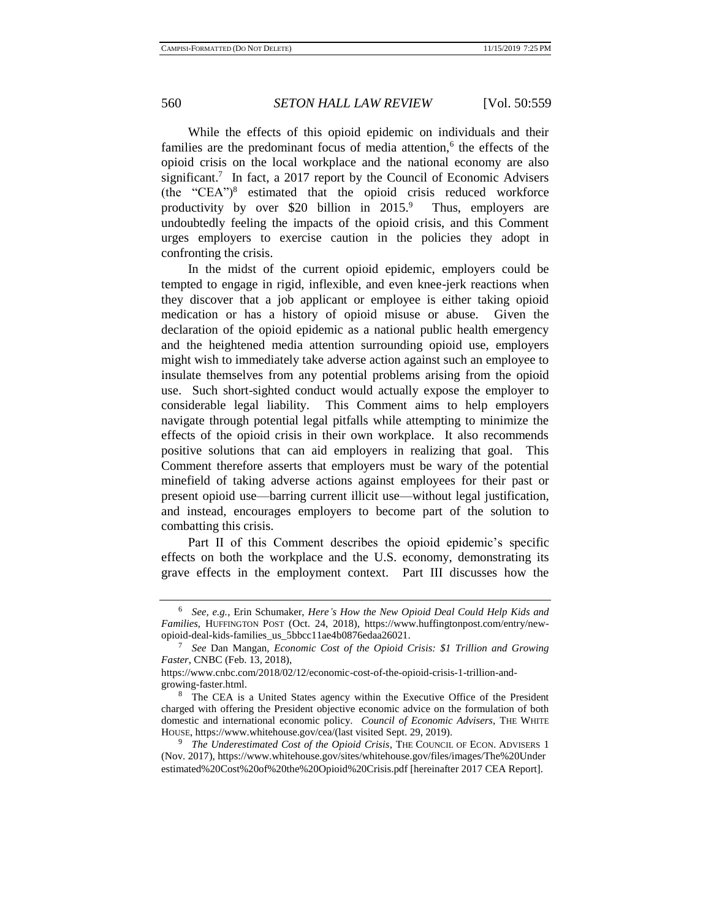While the effects of this opioid epidemic on individuals and their families are the predominant focus of media attention,[6] the effects of the opioid crisis on the local workplace and the national economy are also significant.[7] In fact, a 2017 report by the Council of Economic Advisers (the "CEA")[8] estimated that the opioid crisis reduced workforce productivity by over $20 billion in 2015.[9] Thus, employers are undoubtedly feeling the impacts of the opioid crisis, and this Comment urges employers to exercise caution in the policies they adopt in confronting the crisis.

In the midst of the current opioid epidemic, employers could be tempted to engage in rigid, inflexible, and even knee-jerk reactions when they discover that a job applicant or employee is either taking opioid medication or has a history of opioid misuse or abuse. Given the declaration of the opioid epidemic as a national public health emergency and the heightened media attention surrounding opioid use, employers might wish to immediately take adverse action against such an employee to insulate themselves from any potential problems arising from the opioid use. Such short-sighted conduct would actually expose the employer to considerable legal liability. This Comment aims to help employers navigate through potential legal pitfalls while attempting to minimize the effects of the opioid crisis in their own workplace. It also recommends positive solutions that can aid employers in realizing that goal. This Comment therefore asserts that employers must be wary of the potential minefield of taking adverse actions against employees for their past or present opioid use—barring current illicit use—without legal justification, and instead, encourages employers to become part of the solution to combatting this crisis.

Part II of this Comment describes the opioid epidemic's specific effects on both the workplace and the U.S. economy, demonstrating its grave effects in the employment context. Part III discusses how the

---

[6] *See, e.g.*, Erin Schumaker, *Here's How the New Opioid Deal Could Help Kids and Families*, HUFFINGTON POST (Oct. 24, 2018), https://www.huffingtonpost.com/entry/new-opioid-deal-kids-families_us_5bbcc11ae4b0876edaa26021.

[7] *See* Dan Mangan, *Economic Cost of the Opioid Crisis: $1 Trillion and Growing Faster*, CNBC (Feb. 13, 2018), https://www.cnbc.com/2018/02/12/economic-cost-of-the-opioid-crisis-1-trillion-and-growing-faster.html.

[8] The CEA is a United States agency within the Executive Office of the President charged with offering the President objective economic advice on the formulation of both domestic and international economic policy. *Council of Economic Advisers*, THE WHITE HOUSE, https://www.whitehouse.gov/cea/(last visited Sept. 29, 2019).

[9] *The Underestimated Cost of the Opioid Crisis*, THE COUNCIL OF ECON. ADVISERS 1 (Nov. 2017), https://www.whitehouse.gov/sites/whitehouse.gov/files/images/The%20Underestimated%20Cost%20of%20the%20Opioid%20Crisis.pdf [hereinafter 2017 CEA Report].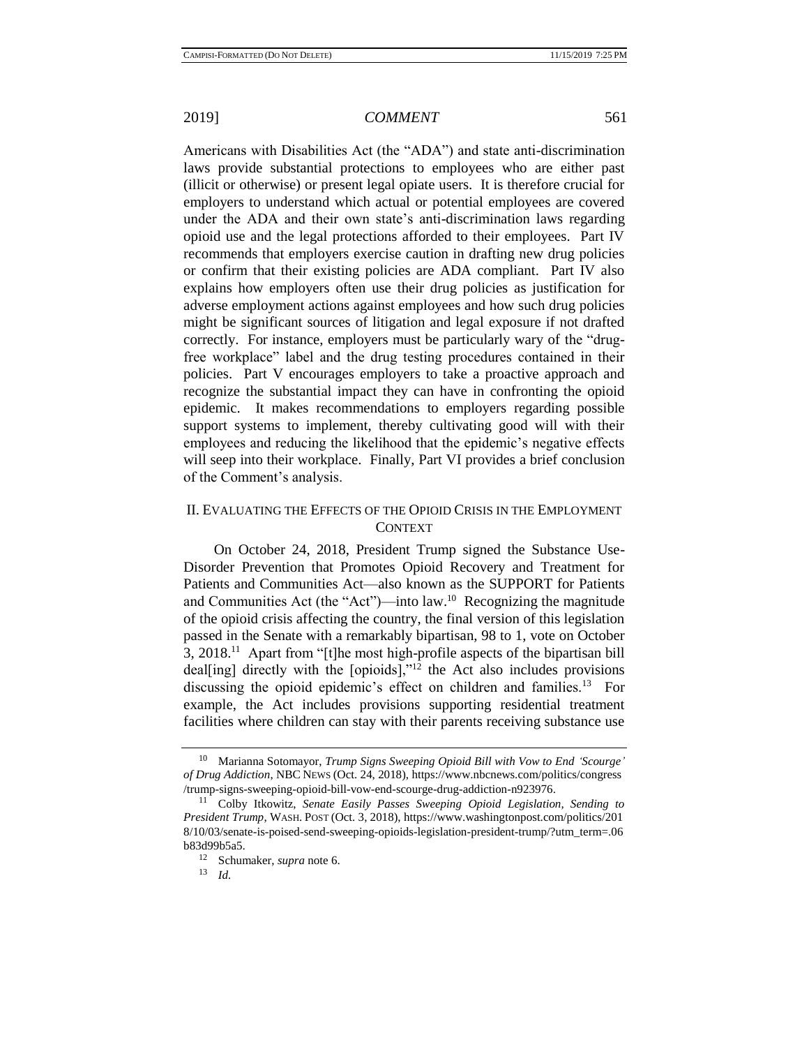Americans with Disabilities Act (the "ADA") and state anti-discrimination laws provide substantial protections to employees who are either past (illicit or otherwise) or present legal opiate users. It is therefore crucial for employers to understand which actual or potential employees are covered under the ADA and their own state's anti-discrimination laws regarding opioid use and the legal protections afforded to their employees. Part IV recommends that employers exercise caution in drafting new drug policies or confirm that their existing policies are ADA compliant. Part IV also explains how employers often use their drug policies as justification for adverse employment actions against employees and how such drug policies might be significant sources of litigation and legal exposure if not drafted correctly. For instance, employers must be particularly wary of the "drug-free workplace" label and the drug testing procedures contained in their policies. Part V encourages employers to take a proactive approach and recognize the substantial impact they can have in confronting the opioid epidemic. It makes recommendations to employers regarding possible support systems to implement, thereby cultivating good will with their employees and reducing the likelihood that the epidemic's negative effects will seep into their workplace. Finally, Part VI provides a brief conclusion of the Comment's analysis.

## II. Evaluating the Effects of the Opioid Crisis in the Employment Context

On October 24, 2018, President Trump signed the Substance Use-Disorder Prevention that Promotes Opioid Recovery and Treatment for Patients and Communities Act—also known as the SUPPORT for Patients and Communities Act (the "Act")—into law.[10] Recognizing the magnitude of the opioid crisis affecting the country, the final version of this legislation passed in the Senate with a remarkably bipartisan, 98 to 1, vote on October 3, 2018.[11] Apart from "[t]he most high-profile aspects of the bipartisan bill deal[ing] directly with the [opioids],"[12] the Act also includes provisions discussing the opioid epidemic's effect on children and families.[13] For example, the Act includes provisions supporting residential treatment facilities where children can stay with their parents receiving substance use

---

[10] Marianna Sotomayor, *Trump Signs Sweeping Opioid Bill with Vow to End 'Scourge' of Drug Addiction*, NBC NEWS (Oct. 24, 2018), https://www.nbcnews.com/politics/congress/trump-signs-sweeping-opioid-bill-vow-end-scourge-drug-addiction-n923976.

[11] Colby Itkowitz, *Senate Easily Passes Sweeping Opioid Legislation, Sending to President Trump*, WASH. POST (Oct. 3, 2018), https://www.washingtonpost.com/politics/2018/10/03/senate-is-poised-send-sweeping-opioids-legislation-president-trump/?utm_term=.06b83d99b5a5.

[12] Schumaker, *supra* note 6.

[13] *Id.*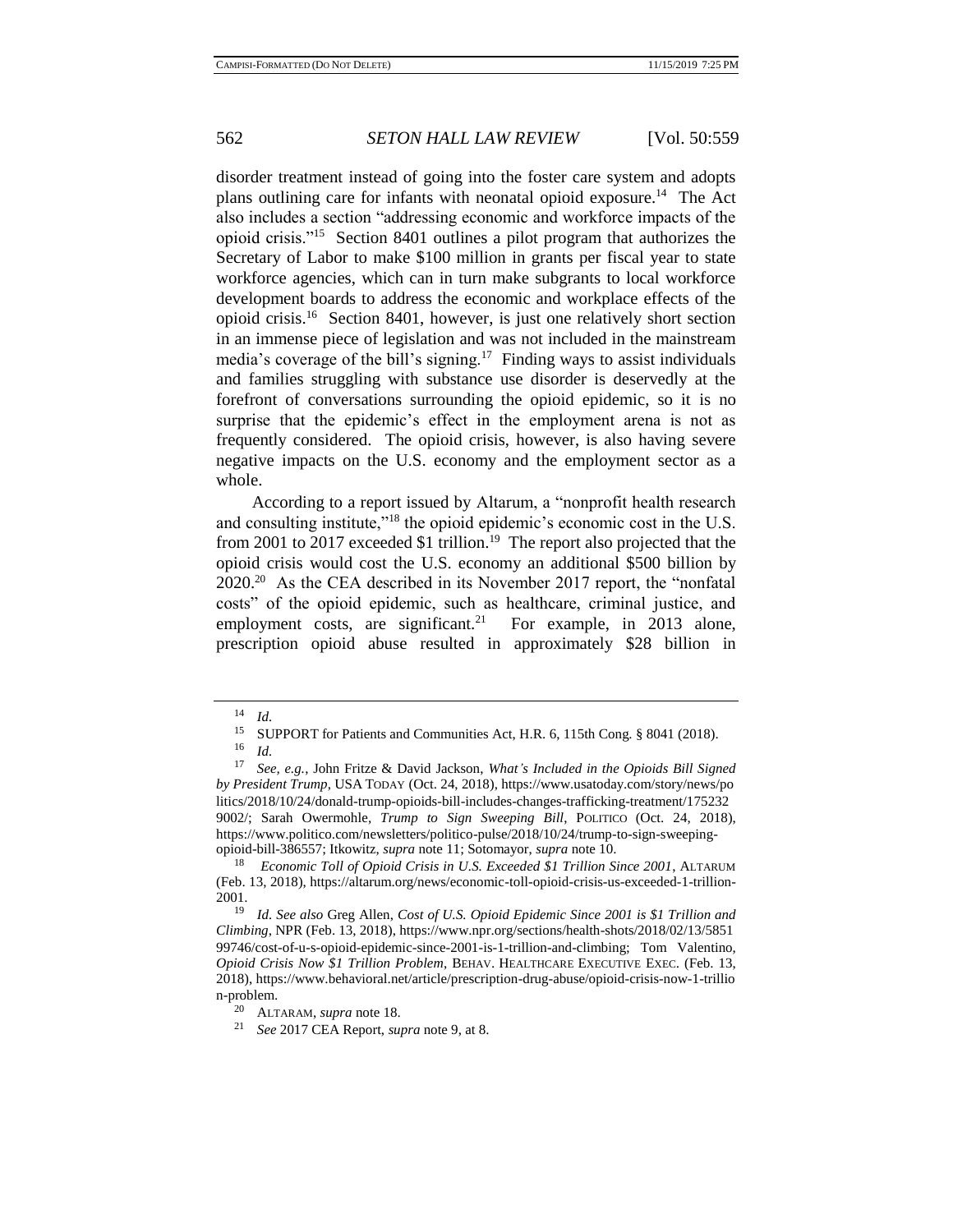disorder treatment instead of going into the foster care system and adopts plans outlining care for infants with neonatal opioid exposure.[14] The Act also includes a section "addressing economic and workforce impacts of the opioid crisis."[15] Section 8401 outlines a pilot program that authorizes the Secretary of Labor to make $100 million in grants per fiscal year to state workforce agencies, which can in turn make subgrants to local workforce development boards to address the economic and workplace effects of the opioid crisis.[16] Section 8401, however, is just one relatively short section in an immense piece of legislation and was not included in the mainstream media's coverage of the bill's signing.[17] Finding ways to assist individuals and families struggling with substance use disorder is deservedly at the forefront of conversations surrounding the opioid epidemic, so it is no surprise that the epidemic's effect in the employment arena is not as frequently considered. The opioid crisis, however, is also having severe negative impacts on the U.S. economy and the employment sector as a whole.

According to a report issued by Altarum, a "nonprofit health research and consulting institute,"[18] the opioid epidemic's economic cost in the U.S. from 2001 to 2017 exceeded $1 trillion.[19] The report also projected that the opioid crisis would cost the U.S. economy an additional $500 billion by 2020.[20] As the CEA described in its November 2017 report, the "nonfatal costs" of the opioid epidemic, such as healthcare, criminal justice, and employment costs, are significant.[21] For example, in 2013 alone, prescription opioid abuse resulted in approximately $28 billion in

---

[14] *Id.*

[15] SUPPORT for Patients and Communities Act, H.R. 6, 115th Cong. § 8041 (2018).

[16] *Id.*

[17] *See, e.g.*, John Fritze & David Jackson, *What's Included in the Opioids Bill Signed by President Trump*, USA TODAY (Oct. 24, 2018), https://www.usatoday.com/story/news/politics/2018/10/24/donald-trump-opioids-bill-includes-changes-trafficking-treatment/1752329002/; Sarah Owermohle, *Trump to Sign Sweeping Bill*, POLITICO (Oct. 24, 2018), https://www.politico.com/newsletters/politico-pulse/2018/10/24/trump-to-sign-sweeping-opioid-bill-386557; Itkowitz, *supra* note 11; Sotomayor, *supra* note 10.

[18] *Economic Toll of Opioid Crisis in U.S. Exceeded $1 Trillion Since 2001*, ALTARUM (Feb. 13, 2018), https://altarum.org/news/economic-toll-opioid-crisis-us-exceeded-1-trillion-2001.

[19] *Id. See also* Greg Allen, *Cost of U.S. Opioid Epidemic Since 2001 is $1 Trillion and Climbing*, NPR (Feb. 13, 2018), https://www.npr.org/sections/health-shots/2018/02/13/585199746/cost-of-u-s-opioid-epidemic-since-2001-is-1-trillion-and-climbing; Tom Valentino, *Opioid Crisis Now $1 Trillion Problem*, BEHAV. HEALTHCARE EXECUTIVE EXEC. (Feb. 13, 2018), https://www.behavioral.net/article/prescription-drug-abuse/opioid-crisis-now-1-trillion-problem.

[20] ALTARAM, *supra* note 18.

[21] *See* 2017 CEA Report, *supra* note 9, at 8.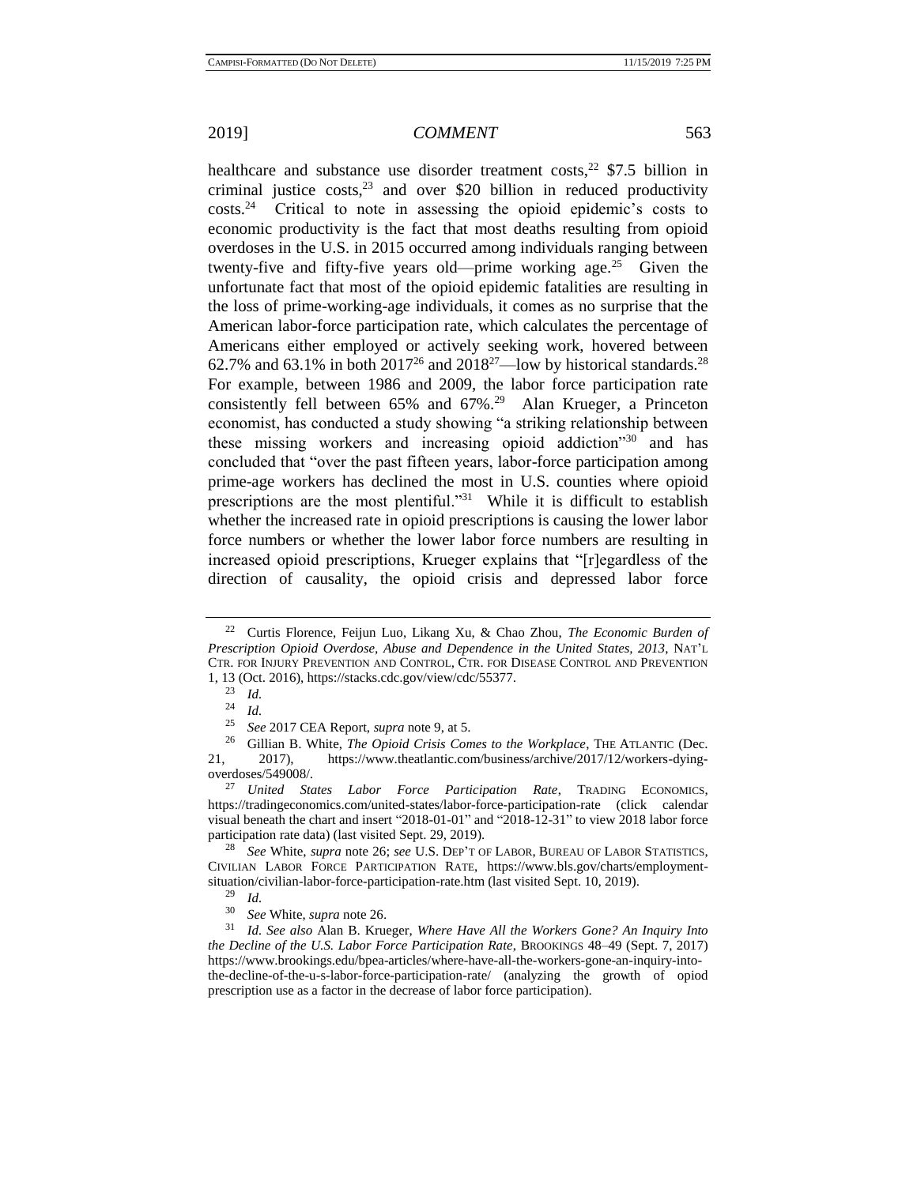healthcare and substance use disorder treatment costs,[22] $7.5 billion in criminal justice costs,[23] and over $20 billion in reduced productivity costs.[24] Critical to note in assessing the opioid epidemic's costs to economic productivity is the fact that most deaths resulting from opioid overdoses in the U.S. in 2015 occurred among individuals ranging between twenty-five and fifty-five years old—prime working age.[25] Given the unfortunate fact that most of the opioid epidemic fatalities are resulting in the loss of prime-working-age individuals, it comes as no surprise that the American labor-force participation rate, which calculates the percentage of Americans either employed or actively seeking work, hovered between 62.7% and 63.1% in both 2017[26] and 2018[27]—low by historical standards.[28] For example, between 1986 and 2009, the labor force participation rate consistently fell between 65% and 67%.[29] Alan Krueger, a Princeton economist, has conducted a study showing "a striking relationship between these missing workers and increasing opioid addiction"[30] and has concluded that "over the past fifteen years, labor-force participation among prime-age workers has declined the most in U.S. counties where opioid prescriptions are the most plentiful."[31] While it is difficult to establish whether the increased rate in opioid prescriptions is causing the lower labor force numbers or whether the lower labor force numbers are resulting in increased opioid prescriptions, Krueger explains that "[r]egardless of the direction of causality, the opioid crisis and depressed labor force

---

[22] Curtis Florence, Feijun Luo, Likang Xu, & Chao Zhou, *The Economic Burden of Prescription Opioid Overdose, Abuse and Dependence in the United States, 2013*, NAT'L CTR. FOR INJURY PREVENTION AND CONTROL, CTR. FOR DISEASE CONTROL AND PREVENTION 1, 13 (Oct. 2016), https://stacks.cdc.gov/view/cdc/55377.

[23] *Id.*

[24] *Id.*

[25] *See* 2017 CEA Report, *supra* note 9, at 5.

[26] Gillian B. White, *The Opioid Crisis Comes to the Workplace*, THE ATLANTIC (Dec. 21, 2017), https://www.theatlantic.com/business/archive/2017/12/workers-dying-overdoses/549008/.

[27] *United States Labor Force Participation Rate*, TRADING ECONOMICS, https://tradingeconomics.com/united-states/labor-force-participation-rate (click calendar visual beneath the chart and insert "2018-01-01" and "2018-12-31" to view 2018 labor force participation rate data) (last visited Sept. 29, 2019).

[28] *See* White, *supra* note 26; *see* U.S. DEP'T OF LABOR, BUREAU OF LABOR STATISTICS, CIVILIAN LABOR FORCE PARTICIPATION RATE, https://www.bls.gov/charts/employment-situation/civilian-labor-force-participation-rate.htm (last visited Sept. 10, 2019).

[29] *Id.*

[30] *See* White, *supra* note 26.

[31] *Id. See also* Alan B. Krueger, *Where Have All the Workers Gone? An Inquiry Into the Decline of the U.S. Labor Force Participation Rate*, BROOKINGS 48–49 (Sept. 7, 2017) https://www.brookings.edu/bpea-articles/where-have-all-the-workers-gone-an-inquiry-into-the-decline-of-the-u-s-labor-force-participation-rate/ (analyzing the growth of opiod prescription use as a factor in the decrease of labor force participation).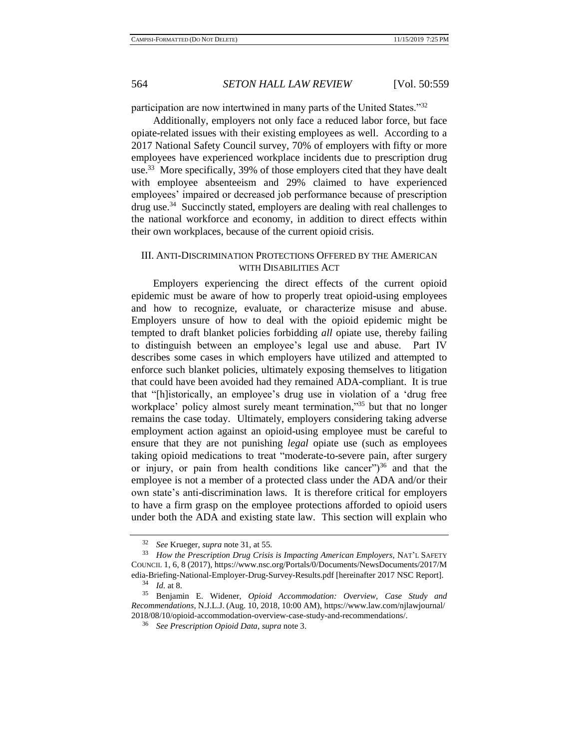participation are now intertwined in many parts of the United States."[32]

Additionally, employers not only face a reduced labor force, but face opiate-related issues with their existing employees as well. According to a 2017 National Safety Council survey, 70% of employers with fifty or more employees have experienced workplace incidents due to prescription drug use.[33] More specifically, 39% of those employers cited that they have dealt with employee absenteeism and 29% claimed to have experienced employees' impaired or decreased job performance because of prescription drug use.[34] Succinctly stated, employers are dealing with real challenges to the national workforce and economy, in addition to direct effects within their own workplaces, because of the current opioid crisis.

## III. ANTI-DISCRIMINATION PROTECTIONS OFFERED BY THE AMERICAN WITH DISABILITIES ACT

Employers experiencing the direct effects of the current opioid epidemic must be aware of how to properly treat opioid-using employees and how to recognize, evaluate, or characterize misuse and abuse. Employers unsure of how to deal with the opioid epidemic might be tempted to draft blanket policies forbidding *all* opiate use, thereby failing to distinguish between an employee's legal use and abuse. Part IV describes some cases in which employers have utilized and attempted to enforce such blanket policies, ultimately exposing themselves to litigation that could have been avoided had they remained ADA-compliant. It is true that "[h]istorically, an employee's drug use in violation of a 'drug free workplace' policy almost surely meant termination,"[35] but that no longer remains the case today. Ultimately, employers considering taking adverse employment action against an opioid-using employee must be careful to ensure that they are not punishing *legal* opiate use (such as employees taking opioid medications to treat "moderate-to-severe pain, after surgery or injury, or pain from health conditions like cancer")[36] and that the employee is not a member of a protected class under the ADA and/or their own state's anti-discrimination laws. It is therefore critical for employers to have a firm grasp on the employee protections afforded to opioid users under both the ADA and existing state law. This section will explain who

---

[32] *See* Krueger, *supra* note 31, at 55.

[33] *How the Prescription Drug Crisis is Impacting American Employers*, NAT'L SAFETY COUNCIL 1, 6, 8 (2017), https://www.nsc.org/Portals/0/Documents/NewsDocuments/2017/Media-Briefing-National-Employer-Drug-Survey-Results.pdf [hereinafter 2017 NSC Report].

[34] *Id.* at 8.

[35] Benjamin E. Widener, *Opioid Accommodation: Overview, Case Study and Recommendations*, N.J.L.J. (Aug. 10, 2018, 10:00 AM), https://www.law.com/njlawjournal/2018/08/10/opioid-accommodation-overview-case-study-and-recommendations/.

[36] *See Prescription Opioid Data*, *supra* note 3.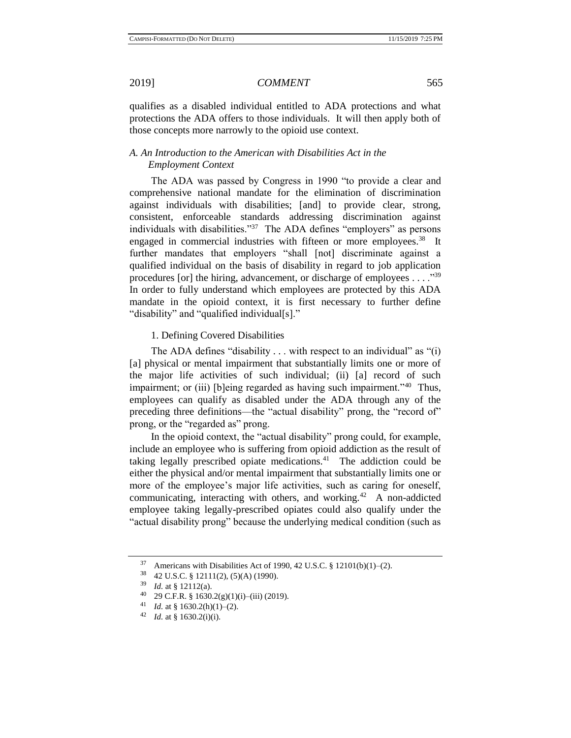qualifies as a disabled individual entitled to ADA protections and what protections the ADA offers to those individuals. It will then apply both of those concepts more narrowly to the opioid use context.

### *A. An Introduction to the American with Disabilities Act in the Employment Context*

The ADA was passed by Congress in 1990 "to provide a clear and comprehensive national mandate for the elimination of discrimination against individuals with disabilities; [and] to provide clear, strong, consistent, enforceable standards addressing discrimination against individuals with disabilities."[37] The ADA defines "employers" as persons engaged in commercial industries with fifteen or more employees.[38] It further mandates that employers "shall [not] discriminate against a qualified individual on the basis of disability in regard to job application procedures [or] the hiring, advancement, or discharge of employees . . . ."[39] In order to fully understand which employees are protected by this ADA mandate in the opioid context, it is first necessary to further define "disability" and "qualified individual[s]."

#### 1. Defining Covered Disabilities

The ADA defines "disability . . . with respect to an individual" as "(i) [a] physical or mental impairment that substantially limits one or more of the major life activities of such individual; (ii) [a] record of such impairment; or (iii) [b]eing regarded as having such impairment."[40] Thus, employees can qualify as disabled under the ADA through any of the preceding three definitions—the "actual disability" prong, the "record of" prong, or the "regarded as" prong.

In the opioid context, the "actual disability" prong could, for example, include an employee who is suffering from opioid addiction as the result of taking legally prescribed opiate medications.[41] The addiction could be either the physical and/or mental impairment that substantially limits one or more of the employee's major life activities, such as caring for oneself, communicating, interacting with others, and working.[42] A non-addicted employee taking legally-prescribed opiates could also qualify under the "actual disability prong" because the underlying medical condition (such as

---

[37] Americans with Disabilities Act of 1990, 42 U.S.C. § 12101(b)(1)–(2).

[38] 42 U.S.C. § 12111(2), (5)(A) (1990).

[39] *Id.* at § 12112(a).

[40] 29 C.F.R. § 1630.2(g)(1)(i)–(iii) (2019).

[41] *Id.* at § 1630.2(h)(1)–(2).

[42] *Id.* at § 1630.2(i)(i).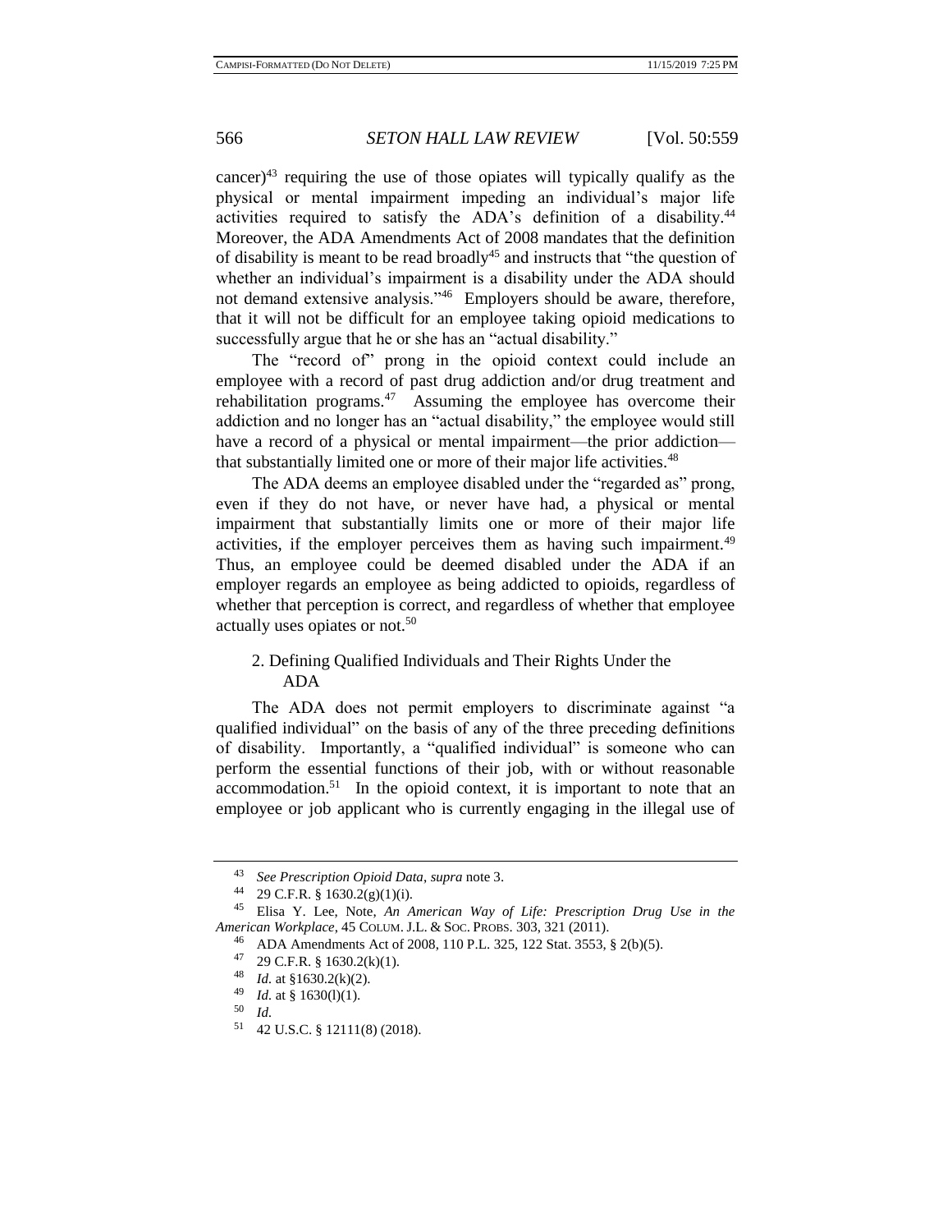cancer)[43] requiring the use of those opiates will typically qualify as the physical or mental impairment impeding an individual's major life activities required to satisfy the ADA's definition of a disability.[44] Moreover, the ADA Amendments Act of 2008 mandates that the definition of disability is meant to be read broadly[45] and instructs that "the question of whether an individual's impairment is a disability under the ADA should not demand extensive analysis."[46] Employers should be aware, therefore, that it will not be difficult for an employee taking opioid medications to successfully argue that he or she has an "actual disability."

The "record of" prong in the opioid context could include an employee with a record of past drug addiction and/or drug treatment and rehabilitation programs.[47] Assuming the employee has overcome their addiction and no longer has an "actual disability," the employee would still have a record of a physical or mental impairment—the prior addiction—that substantially limited one or more of their major life activities.[48]

The ADA deems an employee disabled under the "regarded as" prong, even if they do not have, or never have had, a physical or mental impairment that substantially limits one or more of their major life activities, if the employer perceives them as having such impairment.[49] Thus, an employee could be deemed disabled under the ADA if an employer regards an employee as being addicted to opioids, regardless of whether that perception is correct, and regardless of whether that employee actually uses opiates or not.[50]

### 2. Defining Qualified Individuals and Their Rights Under the ADA

The ADA does not permit employers to discriminate against "a qualified individual" on the basis of any of the three preceding definitions of disability. Importantly, a "qualified individual" is someone who can perform the essential functions of their job, with or without reasonable accommodation.[51] In the opioid context, it is important to note that an employee or job applicant who is currently engaging in the illegal use of

---

[43] *See Prescription Opioid Data*, *supra* note 3.

[44] 29 C.F.R. § 1630.2(g)(1)(i).

[45] Elisa Y. Lee, Note, *An American Way of Life: Prescription Drug Use in the American Workplace*, 45 COLUM. J.L. & SOC. PROBS. 303, 321 (2011).

[46] ADA Amendments Act of 2008, 110 P.L. 325, 122 Stat. 3553, § 2(b)(5).

[47] 29 C.F.R. § 1630.2(k)(1).

[48] *Id.* at §1630.2(k)(2).

[49] *Id.* at § 1630(l)(1).

[50] *Id.*

[51] 42 U.S.C. § 12111(8) (2018).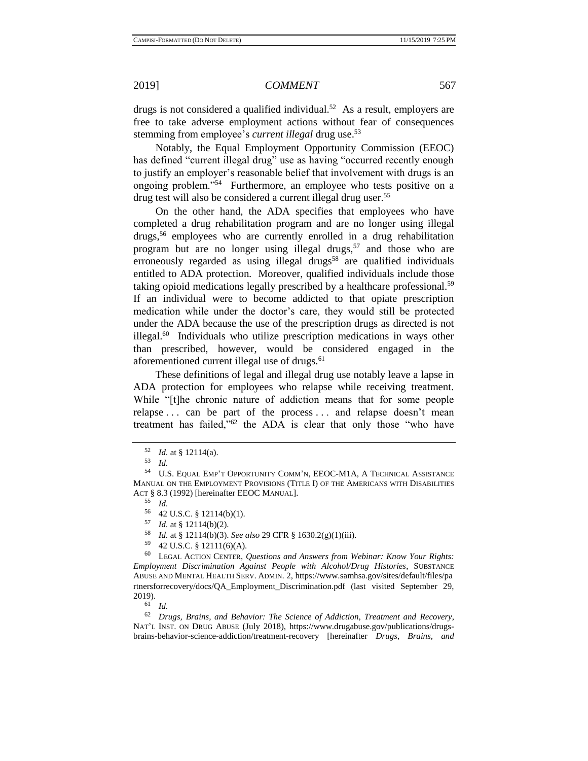drugs is not considered a qualified individual.[52] As a result, employers are free to take adverse employment actions without fear of consequences stemming from employee's *current illegal* drug use.[53]

Notably, the Equal Employment Opportunity Commission (EEOC) has defined "current illegal drug" use as having "occurred recently enough to justify an employer's reasonable belief that involvement with drugs is an ongoing problem."[54] Furthermore, an employee who tests positive on a drug test will also be considered a current illegal drug user.[55]

On the other hand, the ADA specifies that employees who have completed a drug rehabilitation program and are no longer using illegal drugs,[56] employees who are currently enrolled in a drug rehabilitation program but are no longer using illegal drugs,[57] and those who are erroneously regarded as using illegal drugs[58] are qualified individuals entitled to ADA protection. Moreover, qualified individuals include those taking opioid medications legally prescribed by a healthcare professional.[59] If an individual were to become addicted to that opiate prescription medication while under the doctor's care, they would still be protected under the ADA because the use of the prescription drugs as directed is not illegal.[60] Individuals who utilize prescription medications in ways other than prescribed, however, would be considered engaged in the aforementioned current illegal use of drugs.[61]

These definitions of legal and illegal drug use notably leave a lapse in ADA protection for employees who relapse while receiving treatment. While "[t]he chronic nature of addiction means that for some people relapse . . . can be part of the process . . . and relapse doesn't mean treatment has failed,"[62] the ADA is clear that only those "who have

---

[52] *Id.* at § 12114(a).

[53] *Id.*

[54] U.S. EQUAL EMP'T OPPORTUNITY COMM'N, EEOC-M1A, A TECHNICAL ASSISTANCE MANUAL ON THE EMPLOYMENT PROVISIONS (TITLE I) OF THE AMERICANS WITH DISABILITIES ACT § 8.3 (1992) [hereinafter EEOC MANUAL].

[55] *Id.*

[56] 42 U.S.C. § 12114(b)(1).

[57] *Id.* at § 12114(b)(2).

[58] *Id.* at § 12114(b)(3). *See also* 29 CFR § 1630.2(g)(1)(iii).

[59] 42 U.S.C. § 12111(6)(A).

[60] LEGAL ACTION CENTER, *Questions and Answers from Webinar: Know Your Rights: Employment Discrimination Against People with Alcohol/Drug Histories*, SUBSTANCE ABUSE AND MENTAL HEALTH SERV. ADMIN. 2, https://www.samhsa.gov/sites/default/files/partnersforrecovery/docs/QA_Employment_Discrimination.pdf (last visited September 29, 2019).

[61] *Id.*

[62] *Drugs, Brains, and Behavior: The Science of Addiction, Treatment and Recovery*, NAT'L INST. ON DRUG ABUSE (July 2018), https://www.drugabuse.gov/publications/drugs-brains-behavior-science-addiction/treatment-recovery [hereinafter *Drugs, Brains, and*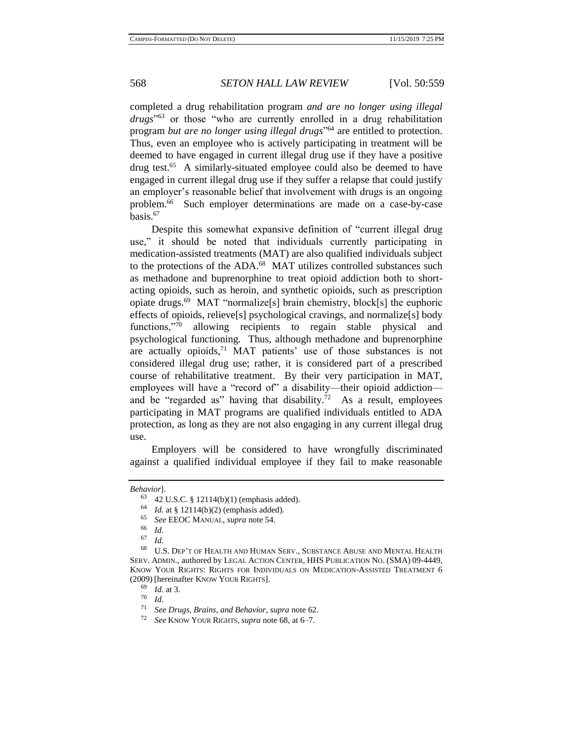completed a drug rehabilitation program *and are no longer using illegal drugs*"[63] or those "who are currently enrolled in a drug rehabilitation program *but are no longer using illegal drugs*"[64] are entitled to protection. Thus, even an employee who is actively participating in treatment will be deemed to have engaged in current illegal drug use if they have a positive drug test.[65] A similarly-situated employee could also be deemed to have engaged in current illegal drug use if they suffer a relapse that could justify an employer's reasonable belief that involvement with drugs is an ongoing problem.[66] Such employer determinations are made on a case-by-case basis.[67]

Despite this somewhat expansive definition of "current illegal drug use," it should be noted that individuals currently participating in medication-assisted treatments (MAT) are also qualified individuals subject to the protections of the ADA.[68] MAT utilizes controlled substances such as methadone and buprenorphine to treat opioid addiction both to short-acting opioids, such as heroin, and synthetic opioids, such as prescription opiate drugs.[69] MAT "normalize[s] brain chemistry, block[s] the euphoric effects of opioids, relieve[s] psychological cravings, and normalize[s] body functions,"[70] allowing recipients to regain stable physical and psychological functioning. Thus, although methadone and buprenorphine are actually opioids,[71] MAT patients' use of those substances is not considered illegal drug use; rather, it is considered part of a prescribed course of rehabilitative treatment. By their very participation in MAT, employees will have a "record of" a disability—their opioid addiction—and be "regarded as" having that disability.[72] As a result, employees participating in MAT programs are qualified individuals entitled to ADA protection, as long as they are not also engaging in any current illegal drug use.

Employers will be considered to have wrongfully discriminated against a qualified individual employee if they fail to make reasonable

---

*Behavior*].

[63] 42 U.S.C. § 12114(b)(1) (emphasis added).

[64] *Id.* at § 12114(b)(2) (emphasis added).

[65] *See* EEOC MANUAL, *supra* note 54.

[66] *Id.*

[67] *Id.*

[68] U.S. DEP'T OF HEALTH AND HUMAN SERV., SUBSTANCE ABUSE AND MENTAL HEALTH SERV. ADMIN., authored by LEGAL ACTION CENTER, HHS PUBLICATION NO. (SMA) 09-4449, KNOW YOUR RIGHTS: RIGHTS FOR INDIVIDUALS ON MEDICATION-ASSISTED TREATMENT 6 (2009) [hereinafter KNOW YOUR RIGHTS].

[69] *Id.* at 3.

[70] *Id.*

[71] *See Drugs, Brains, and Behavior*, *supra* note 62.

[72] *See* KNOW YOUR RIGHTS, *supra* note 68, at 6–7.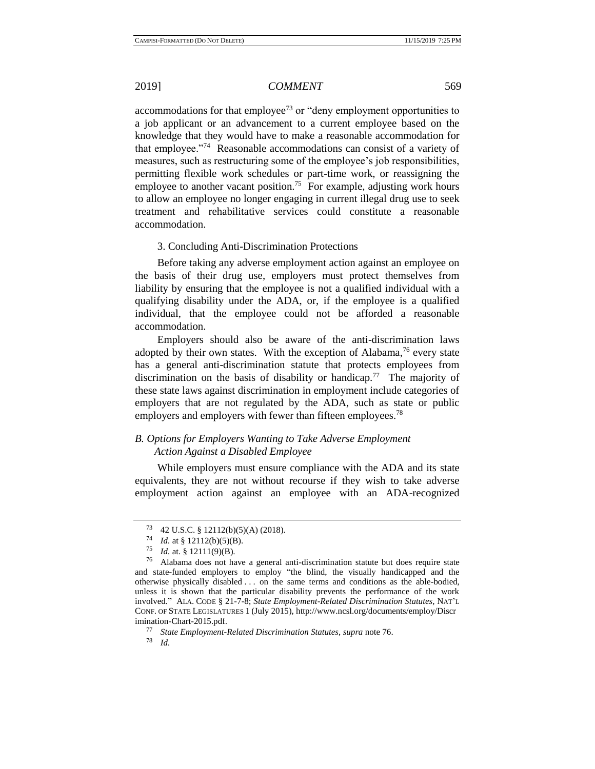accommodations for that employee[73] or "deny employment opportunities to a job applicant or an advancement to a current employee based on the knowledge that they would have to make a reasonable accommodation for that employee."[74] Reasonable accommodations can consist of a variety of measures, such as restructuring some of the employee's job responsibilities, permitting flexible work schedules or part-time work, or reassigning the employee to another vacant position.[75] For example, adjusting work hours to allow an employee no longer engaging in current illegal drug use to seek treatment and rehabilitative services could constitute a reasonable accommodation.

3. Concluding Anti-Discrimination Protections

Before taking any adverse employment action against an employee on the basis of their drug use, employers must protect themselves from liability by ensuring that the employee is not a qualified individual with a qualifying disability under the ADA, or, if the employee is a qualified individual, that the employee could not be afforded a reasonable accommodation.

Employers should also be aware of the anti-discrimination laws adopted by their own states. With the exception of Alabama,[76] every state has a general anti-discrimination statute that protects employees from discrimination on the basis of disability or handicap.[77] The majority of these state laws against discrimination in employment include categories of employers that are not regulated by the ADA, such as state or public employers and employers with fewer than fifteen employees.[78]

### *B. Options for Employers Wanting to Take Adverse Employment Action Against a Disabled Employee*

While employers must ensure compliance with the ADA and its state equivalents, they are not without recourse if they wish to take adverse employment action against an employee with an ADA-recognized

---

[73] 42 U.S.C. § 12112(b)(5)(A) (2018).

[74] *Id.* at § 12112(b)(5)(B).

[75] *Id.* at. § 12111(9)(B).

[76] Alabama does not have a general anti-discrimination statute but does require state and state-funded employers to employ "the blind, the visually handicapped and the otherwise physically disabled . . . on the same terms and conditions as the able-bodied, unless it is shown that the particular disability prevents the performance of the work involved." ALA. CODE § 21-7-8; *State Employment-Related Discrimination Statutes*, NAT'L CONF. OF STATE LEGISLATURES 1 (July 2015), http://www.ncsl.org/documents/employ/Discrimination-Chart-2015.pdf.

[77] *State Employment-Related Discrimination Statutes*, *supra* note 76.

[78] *Id.*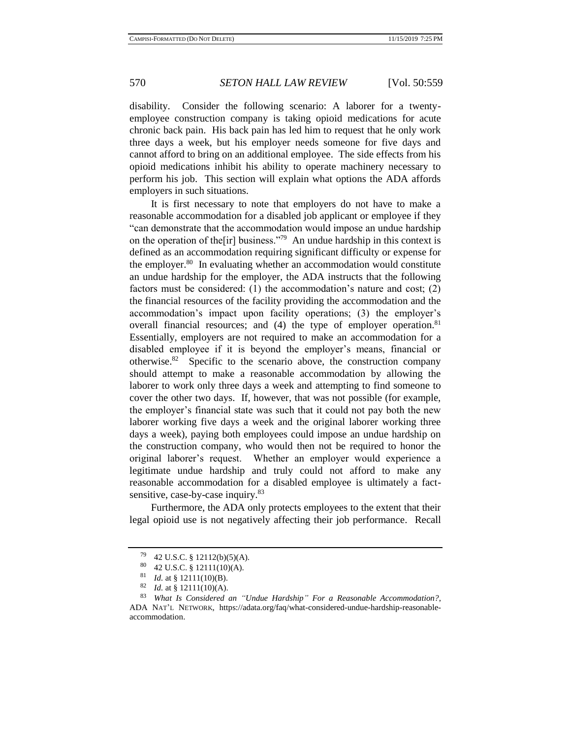disability. Consider the following scenario: A laborer for a twenty-employee construction company is taking opioid medications for acute chronic back pain. His back pain has led him to request that he only work three days a week, but his employer needs someone for five days and cannot afford to bring on an additional employee. The side effects from his opioid medications inhibit his ability to operate machinery necessary to perform his job. This section will explain what options the ADA affords employers in such situations.

It is first necessary to note that employers do not have to make a reasonable accommodation for a disabled job applicant or employee if they "can demonstrate that the accommodation would impose an undue hardship on the operation of the[ir] business."[79] An undue hardship in this context is defined as an accommodation requiring significant difficulty or expense for the employer.[80] In evaluating whether an accommodation would constitute an undue hardship for the employer, the ADA instructs that the following factors must be considered: (1) the accommodation's nature and cost; (2) the financial resources of the facility providing the accommodation and the accommodation's impact upon facility operations; (3) the employer's overall financial resources; and (4) the type of employer operation.[81] Essentially, employers are not required to make an accommodation for a disabled employee if it is beyond the employer's means, financial or otherwise.[82] Specific to the scenario above, the construction company should attempt to make a reasonable accommodation by allowing the laborer to work only three days a week and attempting to find someone to cover the other two days. If, however, that was not possible (for example, the employer's financial state was such that it could not pay both the new laborer working five days a week and the original laborer working three days a week), paying both employees could impose an undue hardship on the construction company, who would then not be required to honor the original laborer's request. Whether an employer would experience a legitimate undue hardship and truly could not afford to make any reasonable accommodation for a disabled employee is ultimately a fact-sensitive, case-by-case inquiry.[83]

Furthermore, the ADA only protects employees to the extent that their legal opioid use is not negatively affecting their job performance. Recall

---

[79] 42 U.S.C. § 12112(b)(5)(A).

[80] 42 U.S.C. § 12111(10)(A).

[81] *Id.* at § 12111(10)(B).

[82] *Id.* at § 12111(10)(A).

[83] *What Is Considered an "Undue Hardship" For a Reasonable Accommodation?*, ADA NAT'L NETWORK, https://adata.org/faq/what-considered-undue-hardship-reasonable-accommodation.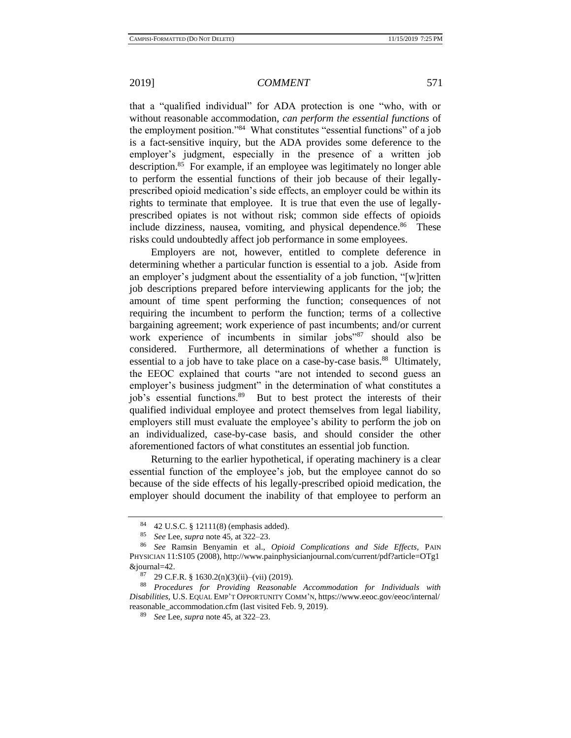that a "qualified individual" for ADA protection is one "who, with or without reasonable accommodation, *can perform the essential functions* of the employment position."[84] What constitutes "essential functions" of a job is a fact-sensitive inquiry, but the ADA provides some deference to the employer's judgment, especially in the presence of a written job description.[85] For example, if an employee was legitimately no longer able to perform the essential functions of their job because of their legally-prescribed opioid medication's side effects, an employer could be within its rights to terminate that employee. It is true that even the use of legally-prescribed opiates is not without risk; common side effects of opioids include dizziness, nausea, vomiting, and physical dependence.[86] These risks could undoubtedly affect job performance in some employees.

Employers are not, however, entitled to complete deference in determining whether a particular function is essential to a job. Aside from an employer's judgment about the essentiality of a job function, "[w]ritten job descriptions prepared before interviewing applicants for the job; the amount of time spent performing the function; consequences of not requiring the incumbent to perform the function; terms of a collective bargaining agreement; work experience of past incumbents; and/or current work experience of incumbents in similar jobs"[87] should also be considered. Furthermore, all determinations of whether a function is essential to a job have to take place on a case-by-case basis.[88] Ultimately, the EEOC explained that courts "are not intended to second guess an employer's business judgment" in the determination of what constitutes a job's essential functions.[89] But to best protect the interests of their qualified individual employee and protect themselves from legal liability, employers still must evaluate the employee's ability to perform the job on an individualized, case-by-case basis, and should consider the other aforementioned factors of what constitutes an essential job function.

Returning to the earlier hypothetical, if operating machinery is a clear essential function of the employee's job, but the employee cannot do so because of the side effects of his legally-prescribed opioid medication, the employer should document the inability of that employee to perform an

---

84 42 U.S.C. § 12111(8) (emphasis added).

85 *See* Lee, *supra* note 45, at 322–23.

86 *See* Ramsin Benyamin et al., *Opioid Complications and Side Effects*, PAIN PHYSICIAN 11:S105 (2008), http://www.painphysicianjournal.com/current/pdf?article=OTg1&journal=42.

87 29 C.F.R. § 1630.2(n)(3)(ii)–(vii) (2019).

88 *Procedures for Providing Reasonable Accommodation for Individuals with Disabilities*, U.S. EQUAL EMP'T OPPORTUNITY COMM'N, https://www.eeoc.gov/eeoc/internal/reasonable_accommodation.cfm (last visited Feb. 9, 2019).

89 *See* Lee, *supra* note 45, at 322–23.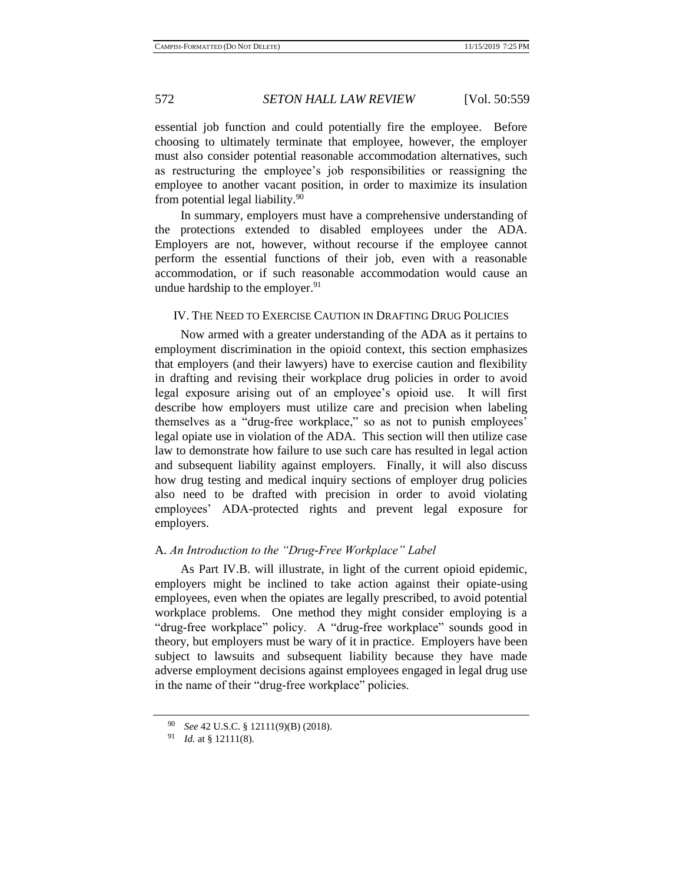essential job function and could potentially fire the employee. Before choosing to ultimately terminate that employee, however, the employer must also consider potential reasonable accommodation alternatives, such as restructuring the employee's job responsibilities or reassigning the employee to another vacant position, in order to maximize its insulation from potential legal liability.[90]

In summary, employers must have a comprehensive understanding of the protections extended to disabled employees under the ADA. Employers are not, however, without recourse if the employee cannot perform the essential functions of their job, even with a reasonable accommodation, or if such reasonable accommodation would cause an undue hardship to the employer.[91]

## IV. THE NEED TO EXERCISE CAUTION IN DRAFTING DRUG POLICIES

Now armed with a greater understanding of the ADA as it pertains to employment discrimination in the opioid context, this section emphasizes that employers (and their lawyers) have to exercise caution and flexibility in drafting and revising their workplace drug policies in order to avoid legal exposure arising out of an employee's opioid use. It will first describe how employers must utilize care and precision when labeling themselves as a "drug-free workplace," so as not to punish employees' legal opiate use in violation of the ADA. This section will then utilize case law to demonstrate how failure to use such care has resulted in legal action and subsequent liability against employers. Finally, it will also discuss how drug testing and medical inquiry sections of employer drug policies also need to be drafted with precision in order to avoid violating employees' ADA-protected rights and prevent legal exposure for employers.

### A. *An Introduction to the "Drug-Free Workplace" Label*

As Part IV.B. will illustrate, in light of the current opioid epidemic, employers might be inclined to take action against their opiate-using employees, even when the opiates are legally prescribed, to avoid potential workplace problems. One method they might consider employing is a "drug-free workplace" policy. A "drug-free workplace" sounds good in theory, but employers must be wary of it in practice. Employers have been subject to lawsuits and subsequent liability because they have made adverse employment decisions against employees engaged in legal drug use in the name of their "drug-free workplace" policies.

---

[90] *See* 42 U.S.C. § 12111(9)(B) (2018).

[91] *Id.* at § 12111(8).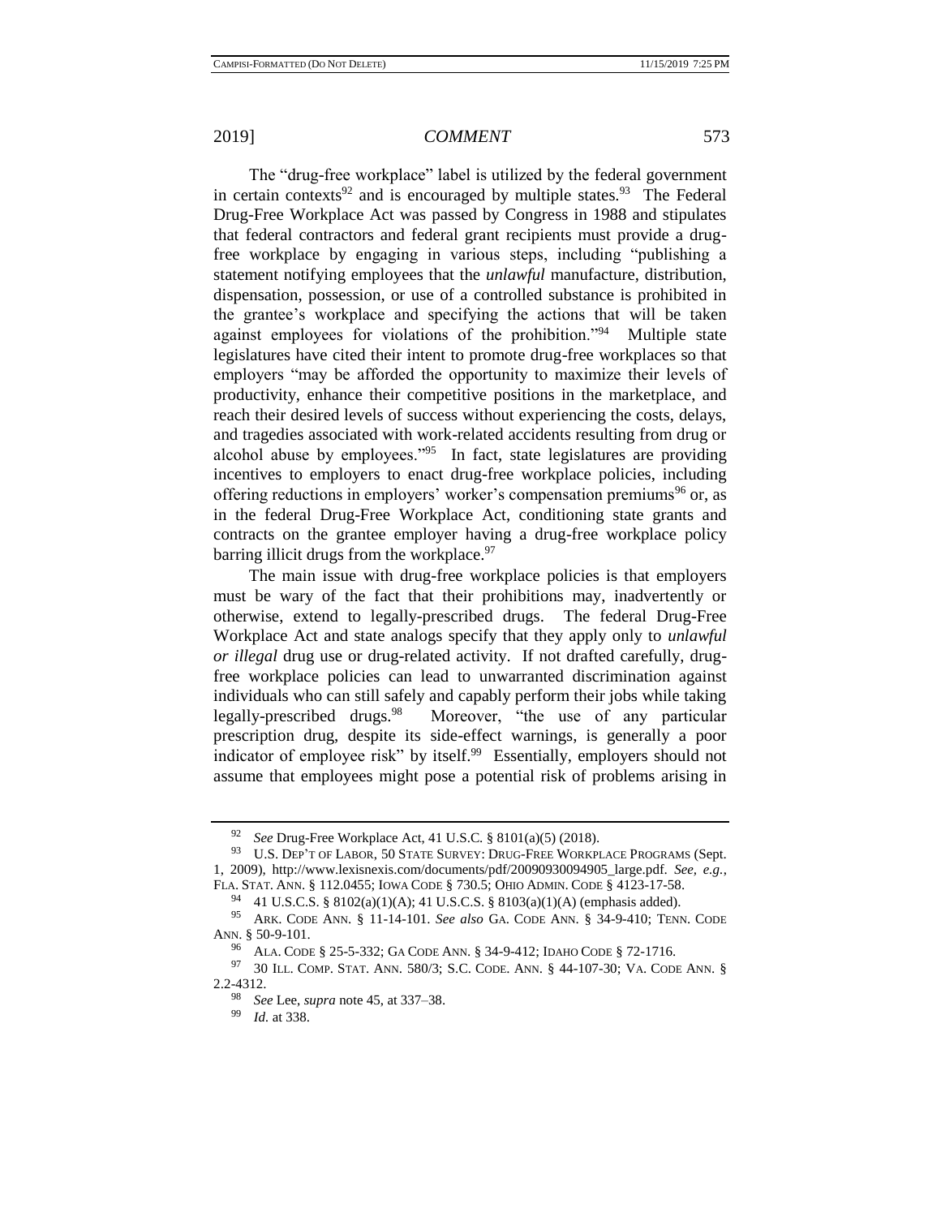The "drug-free workplace" label is utilized by the federal government in certain contexts[92] and is encouraged by multiple states.[93] The Federal Drug-Free Workplace Act was passed by Congress in 1988 and stipulates that federal contractors and federal grant recipients must provide a drug-free workplace by engaging in various steps, including "publishing a statement notifying employees that the *unlawful* manufacture, distribution, dispensation, possession, or use of a controlled substance is prohibited in the grantee's workplace and specifying the actions that will be taken against employees for violations of the prohibition."[94] Multiple state legislatures have cited their intent to promote drug-free workplaces so that employers "may be afforded the opportunity to maximize their levels of productivity, enhance their competitive positions in the marketplace, and reach their desired levels of success without experiencing the costs, delays, and tragedies associated with work-related accidents resulting from drug or alcohol abuse by employees."[95] In fact, state legislatures are providing incentives to employers to enact drug-free workplace policies, including offering reductions in employers' worker's compensation premiums[96] or, as in the federal Drug-Free Workplace Act, conditioning state grants and contracts on the grantee employer having a drug-free workplace policy barring illicit drugs from the workplace.[97]

The main issue with drug-free workplace policies is that employers must be wary of the fact that their prohibitions may, inadvertently or otherwise, extend to legally-prescribed drugs. The federal Drug-Free Workplace Act and state analogs specify that they apply only to *unlawful or illegal* drug use or drug-related activity. If not drafted carefully, drug-free workplace policies can lead to unwarranted discrimination against individuals who can still safely and capably perform their jobs while taking legally-prescribed drugs.[98] Moreover, "the use of any particular prescription drug, despite its side-effect warnings, is generally a poor indicator of employee risk" by itself.[99] Essentially, employers should not assume that employees might pose a potential risk of problems arising in

---

[92] *See* Drug-Free Workplace Act, 41 U.S.C. § 8101(a)(5) (2018).

[93] U.S. DEP'T OF LABOR, 50 STATE SURVEY: DRUG-FREE WORKPLACE PROGRAMS (Sept. 1, 2009), http://www.lexisnexis.com/documents/pdf/20090930094905_large.pdf. *See, e.g.*, FLA. STAT. ANN. § 112.0455; IOWA CODE § 730.5; OHIO ADMIN. CODE § 4123-17-58.

[94] 41 U.S.C.S. § 8102(a)(1)(A); 41 U.S.C.S. § 8103(a)(1)(A) (emphasis added).

[95] ARK. CODE ANN. § 11-14-101. *See also* GA. CODE ANN. § 34-9-410; TENN. CODE ANN. § 50-9-101.

[96] ALA. CODE § 25-5-332; GA CODE ANN. § 34-9-412; IDAHO CODE § 72-1716.

[97] 30 ILL. COMP. STAT. ANN. 580/3; S.C. CODE. ANN. § 44-107-30; VA. CODE ANN. § 2.2-4312.

[98] *See* Lee, *supra* note 45, at 337–38.

[99] *Id.* at 338.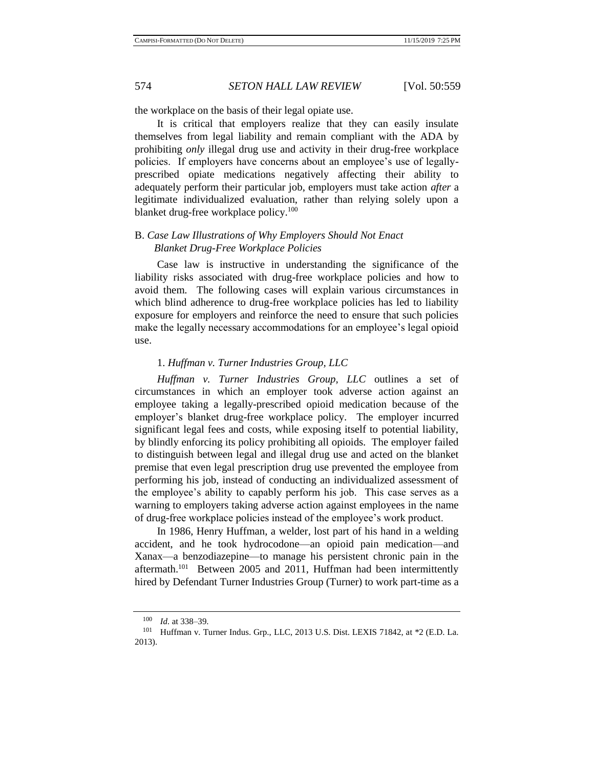the workplace on the basis of their legal opiate use.

It is critical that employers realize that they can easily insulate themselves from legal liability and remain compliant with the ADA by prohibiting *only* illegal drug use and activity in their drug-free workplace policies. If employers have concerns about an employee's use of legally-prescribed opiate medications negatively affecting their ability to adequately perform their particular job, employers must take action *after* a legitimate individualized evaluation, rather than relying solely upon a blanket drug-free workplace policy.[100]

### B. *Case Law Illustrations of Why Employers Should Not Enact Blanket Drug-Free Workplace Policies*

Case law is instructive in understanding the significance of the liability risks associated with drug-free workplace policies and how to avoid them. The following cases will explain various circumstances in which blind adherence to drug-free workplace policies has led to liability exposure for employers and reinforce the need to ensure that such policies make the legally necessary accommodations for an employee's legal opioid use.

#### 1. *Huffman v. Turner Industries Group, LLC*

*Huffman v. Turner Industries Group, LLC* outlines a set of circumstances in which an employer took adverse action against an employee taking a legally-prescribed opioid medication because of the employer's blanket drug-free workplace policy. The employer incurred significant legal fees and costs, while exposing itself to potential liability, by blindly enforcing its policy prohibiting all opioids. The employer failed to distinguish between legal and illegal drug use and acted on the blanket premise that even legal prescription drug use prevented the employee from performing his job, instead of conducting an individualized assessment of the employee's ability to capably perform his job. This case serves as a warning to employers taking adverse action against employees in the name of drug-free workplace policies instead of the employee's work product.

In 1986, Henry Huffman, a welder, lost part of his hand in a welding accident, and he took hydrocodone—an opioid pain medication—and Xanax—a benzodiazepine—to manage his persistent chronic pain in the aftermath.[101] Between 2005 and 2011, Huffman had been intermittently hired by Defendant Turner Industries Group (Turner) to work part-time as a

---

[100] *Id.* at 338–39.

[101] Huffman v. Turner Indus. Grp., LLC, 2013 U.S. Dist. LEXIS 71842, at *2 (E.D. La. 2013).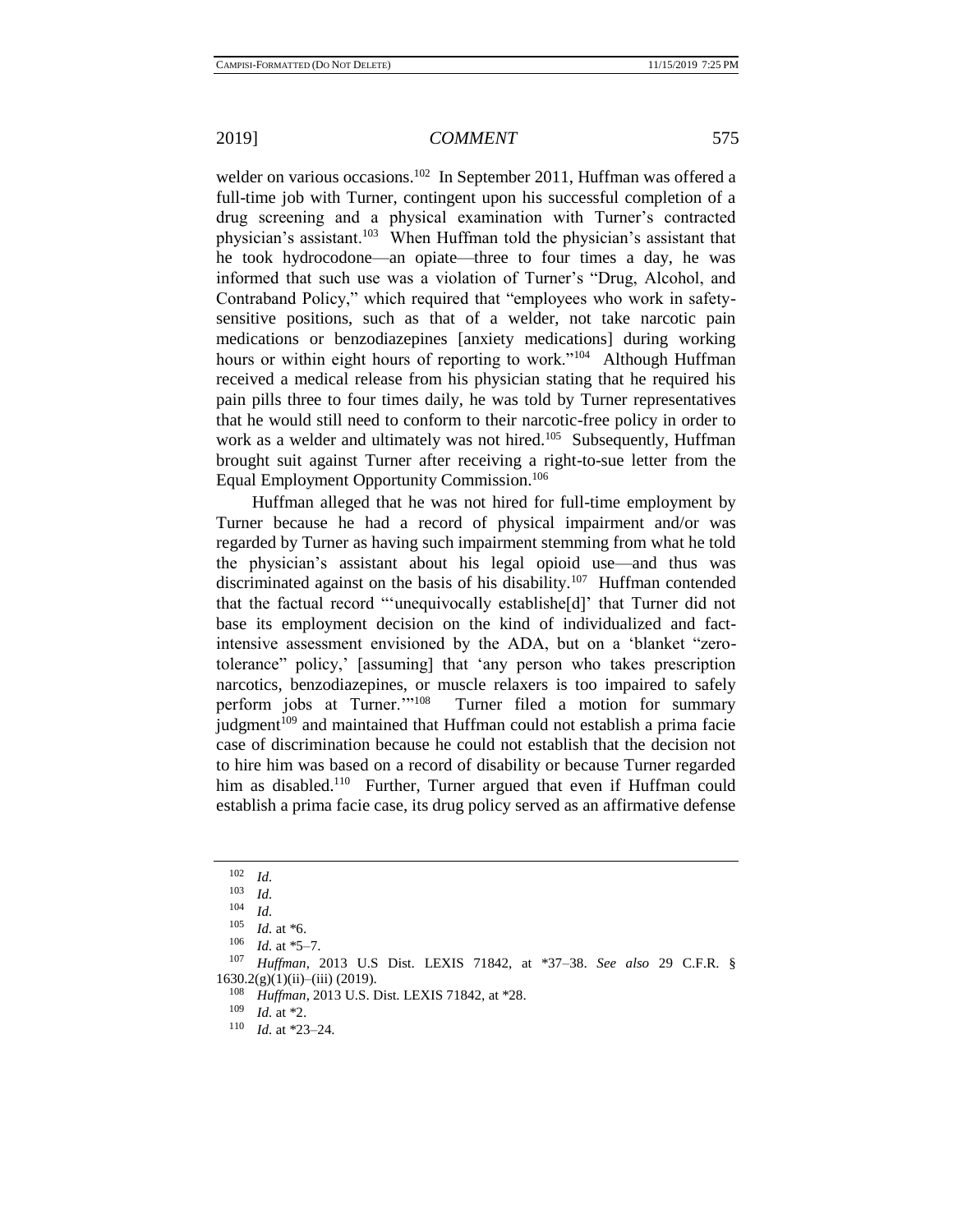welder on various occasions.[102] In September 2011, Huffman was offered a full-time job with Turner, contingent upon his successful completion of a drug screening and a physical examination with Turner's contracted physician's assistant.[103] When Huffman told the physician's assistant that he took hydrocodone—an opiate—three to four times a day, he was informed that such use was a violation of Turner's "Drug, Alcohol, and Contraband Policy," which required that "employees who work in safety-sensitive positions, such as that of a welder, not take narcotic pain medications or benzodiazepines [anxiety medications] during working hours or within eight hours of reporting to work."[104] Although Huffman received a medical release from his physician stating that he required his pain pills three to four times daily, he was told by Turner representatives that he would still need to conform to their narcotic-free policy in order to work as a welder and ultimately was not hired.[105] Subsequently, Huffman brought suit against Turner after receiving a right-to-sue letter from the Equal Employment Opportunity Commission.[106]

Huffman alleged that he was not hired for full-time employment by Turner because he had a record of physical impairment and/or was regarded by Turner as having such impairment stemming from what he told the physician's assistant about his legal opioid use—and thus was discriminated against on the basis of his disability.[107] Huffman contended that the factual record "'unequivocally establishe[d]' that Turner did not base its employment decision on the kind of individualized and fact-intensive assessment envisioned by the ADA, but on a 'blanket "zero-tolerance" policy,' [assuming] that 'any person who takes prescription narcotics, benzodiazepines, or muscle relaxers is too impaired to safely perform jobs at Turner.'"[108] Turner filed a motion for summary judgment[109] and maintained that Huffman could not establish a prima facie case of discrimination because he could not establish that the decision not to hire him was based on a record of disability or because Turner regarded him as disabled.[110] Further, Turner argued that even if Huffman could establish a prima facie case, its drug policy served as an affirmative defense

---

[102] *Id.*

[103] *Id.*

[104] *Id.*

[105] *Id.* at *6.

[106] *Id.* at *5–7.

[107] *Huffman*, 2013 U.S Dist. LEXIS 71842, at *37–38. *See also* 29 C.F.R. § 1630.2(g)(1)(ii)–(iii) (2019).

[108] *Huffman*, 2013 U.S. Dist. LEXIS 71842, at *28.

[109] *Id.* at *2.

[110] *Id.* at *23–24.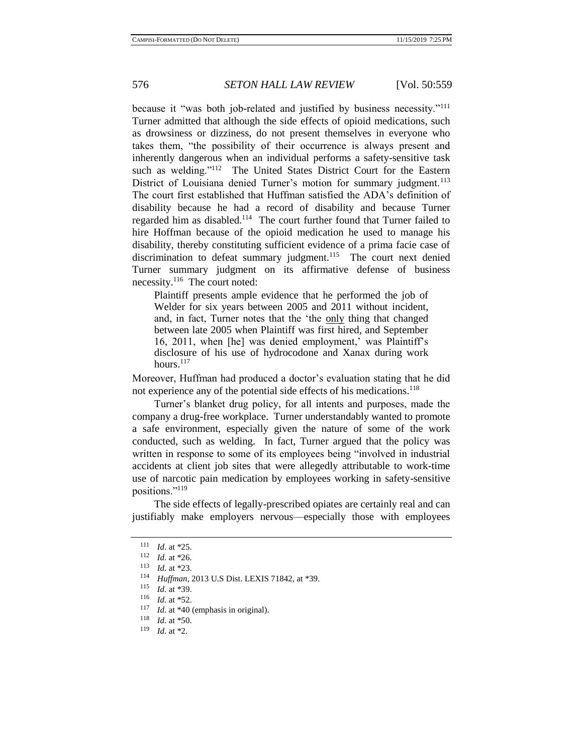because it "was both job-related and justified by business necessity."[111] Turner admitted that although the side effects of opioid medications, such as drowsiness or dizziness, do not present themselves in everyone who takes them, "the possibility of their occurrence is always present and inherently dangerous when an individual performs a safety-sensitive task such as welding."[112] The United States District Court for the Eastern District of Louisiana denied Turner's motion for summary judgment.[113] The court first established that Huffman satisfied the ADA's definition of disability because he had a record of disability and because Turner regarded him as disabled.[114] The court further found that Turner failed to hire Hoffman because of the opioid medication he used to manage his disability, thereby constituting sufficient evidence of a prima facie case of discrimination to defeat summary judgment.[115] The court next denied Turner summary judgment on its affirmative defense of business necessity.[116] The court noted:

> Plaintiff presents ample evidence that he performed the job of Welder for six years between 2005 and 2011 without incident, and, in fact, Turner notes that the 'the <u>only</u> thing that changed between late 2005 when Plaintiff was first hired, and September 16, 2011, when [he] was denied employment,' was Plaintiff's disclosure of his use of hydrocodone and Xanax during work hours.[117]

Moreover, Huffman had produced a doctor's evaluation stating that he did not experience any of the potential side effects of his medications.[118]

Turner's blanket drug policy, for all intents and purposes, made the company a drug-free workplace. Turner understandably wanted to promote a safe environment, especially given the nature of some of the work conducted, such as welding. In fact, Turner argued that the policy was written in response to some of its employees being "involved in industrial accidents at client job sites that were allegedly attributable to work-time use of narcotic pain medication by employees working in safety-sensitive positions."[119]

The side effects of legally-prescribed opiates are certainly real and can justifiably make employers nervous—especially those with employees

---

[111] *Id.* at *25.

[112] *Id.* at *26.

[113] *Id.* at *23.

[114] *Huffman*, 2013 U.S Dist. LEXIS 71842, at *39.

[115] *Id.* at *39.

[116] *Id.* at *52.

[117] *Id.* at *40 (emphasis in original).

[118] *Id.* at *50.

[119] *Id.* at *2.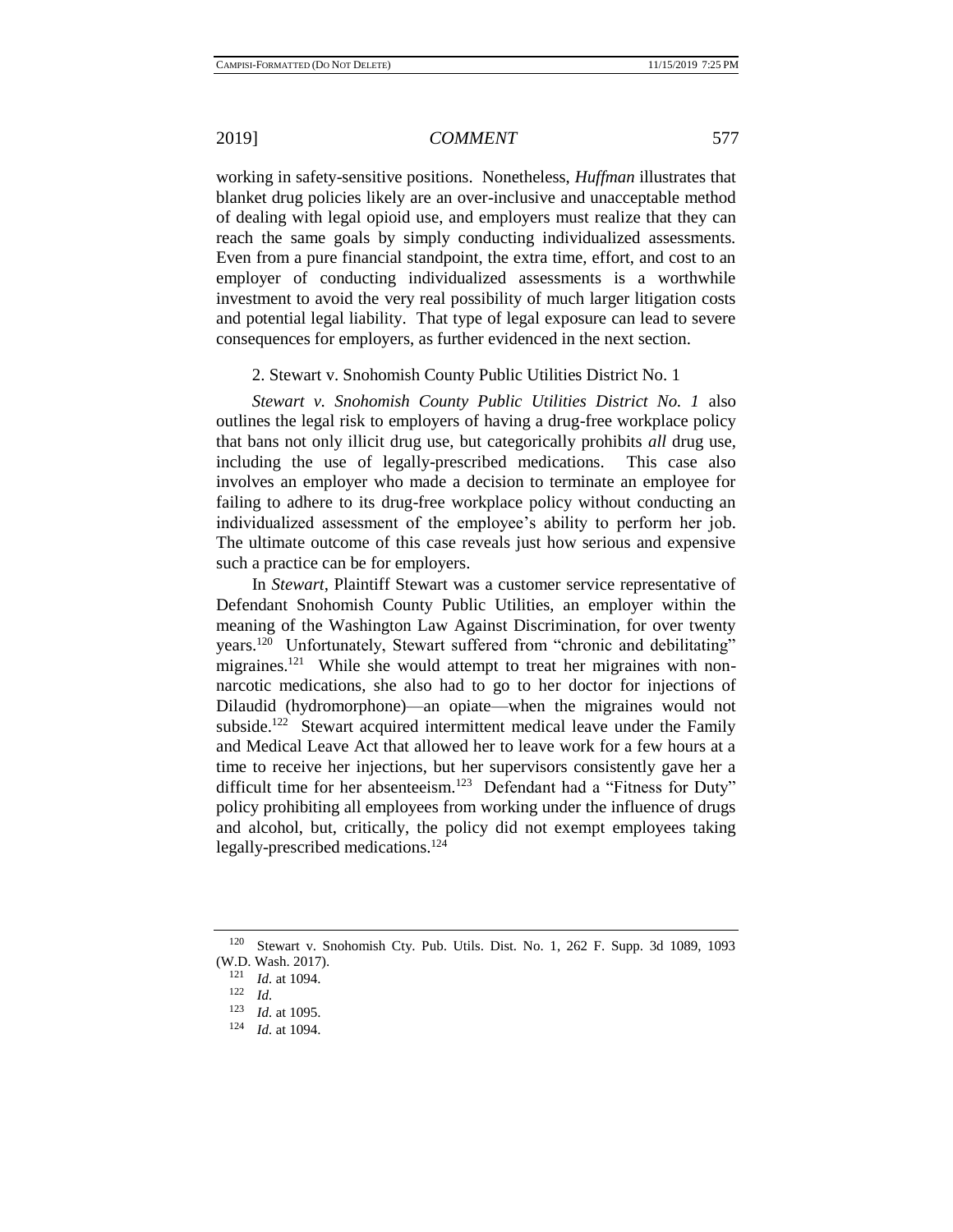working in safety-sensitive positions. Nonetheless, *Huffman* illustrates that blanket drug policies likely are an over-inclusive and unacceptable method of dealing with legal opioid use, and employers must realize that they can reach the same goals by simply conducting individualized assessments. Even from a pure financial standpoint, the extra time, effort, and cost to an employer of conducting individualized assessments is a worthwhile investment to avoid the very real possibility of much larger litigation costs and potential legal liability. That type of legal exposure can lead to severe consequences for employers, as further evidenced in the next section.

2. Stewart v. Snohomish County Public Utilities District No. 1

*Stewart v. Snohomish County Public Utilities District No. 1* also outlines the legal risk to employers of having a drug-free workplace policy that bans not only illicit drug use, but categorically prohibits *all* drug use, including the use of legally-prescribed medications. This case also involves an employer who made a decision to terminate an employee for failing to adhere to its drug-free workplace policy without conducting an individualized assessment of the employee's ability to perform her job. The ultimate outcome of this case reveals just how serious and expensive such a practice can be for employers.

In *Stewart*, Plaintiff Stewart was a customer service representative of Defendant Snohomish County Public Utilities, an employer within the meaning of the Washington Law Against Discrimination, for over twenty years.[120] Unfortunately, Stewart suffered from "chronic and debilitating" migraines.[121] While she would attempt to treat her migraines with non-narcotic medications, she also had to go to her doctor for injections of Dilaudid (hydromorphone)—an opiate—when the migraines would not subside.[122] Stewart acquired intermittent medical leave under the Family and Medical Leave Act that allowed her to leave work for a few hours at a time to receive her injections, but her supervisors consistently gave her a difficult time for her absenteeism.[123] Defendant had a "Fitness for Duty" policy prohibiting all employees from working under the influence of drugs and alcohol, but, critically, the policy did not exempt employees taking legally-prescribed medications.[124]

---

[120] Stewart v. Snohomish Cty. Pub. Utils. Dist. No. 1, 262 F. Supp. 3d 1089, 1093 (W.D. Wash. 2017).

[121] *Id.* at 1094.

[122] *Id.*

[123] *Id.* at 1095.

[124] *Id.* at 1094.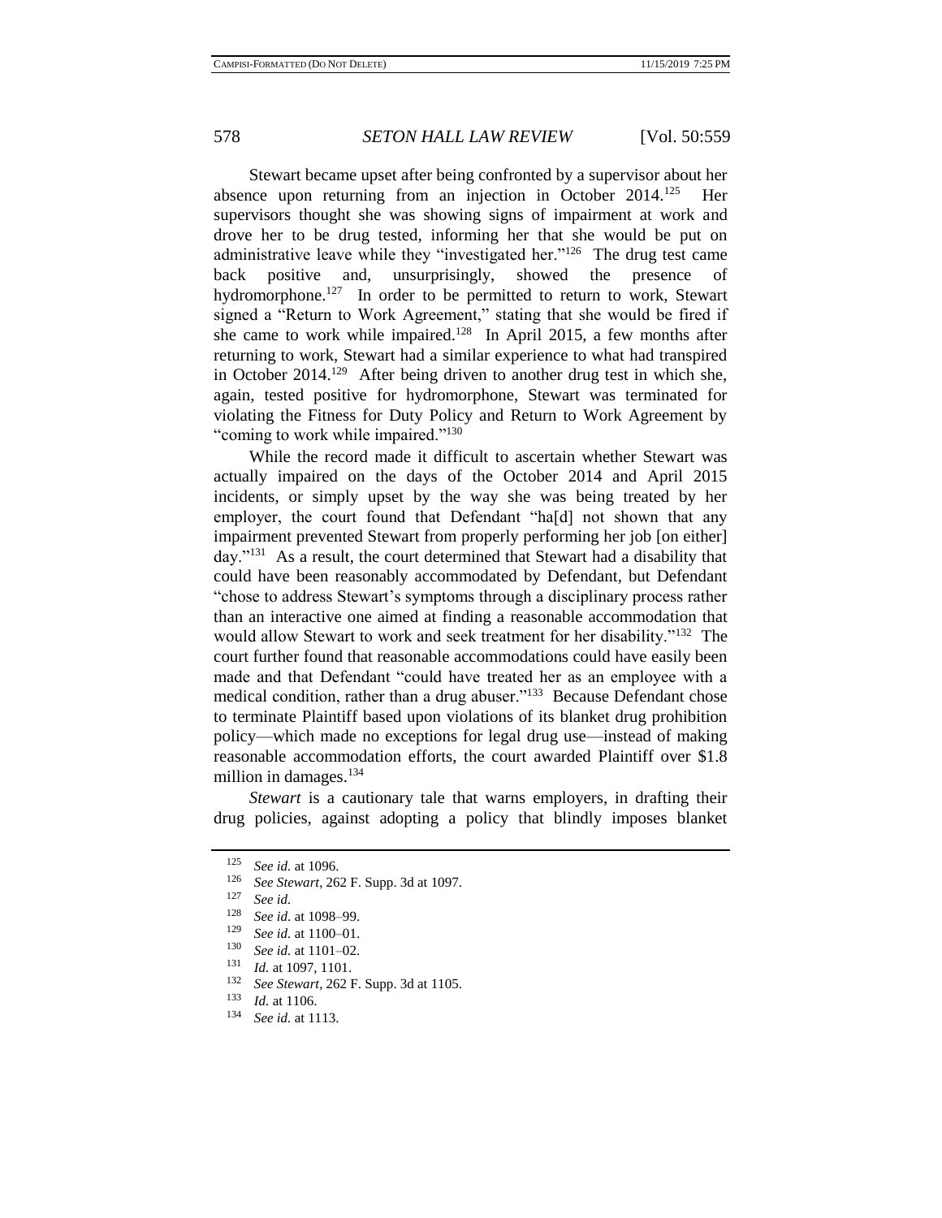Stewart became upset after being confronted by a supervisor about her absence upon returning from an injection in October 2014.[125] Her supervisors thought she was showing signs of impairment at work and drove her to be drug tested, informing her that she would be put on administrative leave while they "investigated her."[126] The drug test came back positive and, unsurprisingly, showed the presence of hydromorphone.[127] In order to be permitted to return to work, Stewart signed a "Return to Work Agreement," stating that she would be fired if she came to work while impaired.[128] In April 2015, a few months after returning to work, Stewart had a similar experience to what had transpired in October 2014.[129] After being driven to another drug test in which she, again, tested positive for hydromorphone, Stewart was terminated for violating the Fitness for Duty Policy and Return to Work Agreement by "coming to work while impaired."[130]

While the record made it difficult to ascertain whether Stewart was actually impaired on the days of the October 2014 and April 2015 incidents, or simply upset by the way she was being treated by her employer, the court found that Defendant "ha[d] not shown that any impairment prevented Stewart from properly performing her job [on either] day."[131] As a result, the court determined that Stewart had a disability that could have been reasonably accommodated by Defendant, but Defendant "chose to address Stewart's symptoms through a disciplinary process rather than an interactive one aimed at finding a reasonable accommodation that would allow Stewart to work and seek treatment for her disability."[132] The court further found that reasonable accommodations could have easily been made and that Defendant "could have treated her as an employee with a medical condition, rather than a drug abuser."[133] Because Defendant chose to terminate Plaintiff based upon violations of its blanket drug prohibition policy—which made no exceptions for legal drug use—instead of making reasonable accommodation efforts, the court awarded Plaintiff over $1.8 million in damages.[134]

*Stewart* is a cautionary tale that warns employers, in drafting their drug policies, against adopting a policy that blindly imposes blanket

---

[125] *See id.* at 1096.

[126] *See Stewart*, 262 F. Supp. 3d at 1097.

[127] *See id.*

[128] *See id.* at 1098–99.

[129] *See id.* at 1100–01.

[130] *See id.* at 1101–02.

[131] *Id.* at 1097, 1101.

[132] *See Stewart*, 262 F. Supp. 3d at 1105.

[133] *Id.* at 1106.

[134] *See id.* at 1113.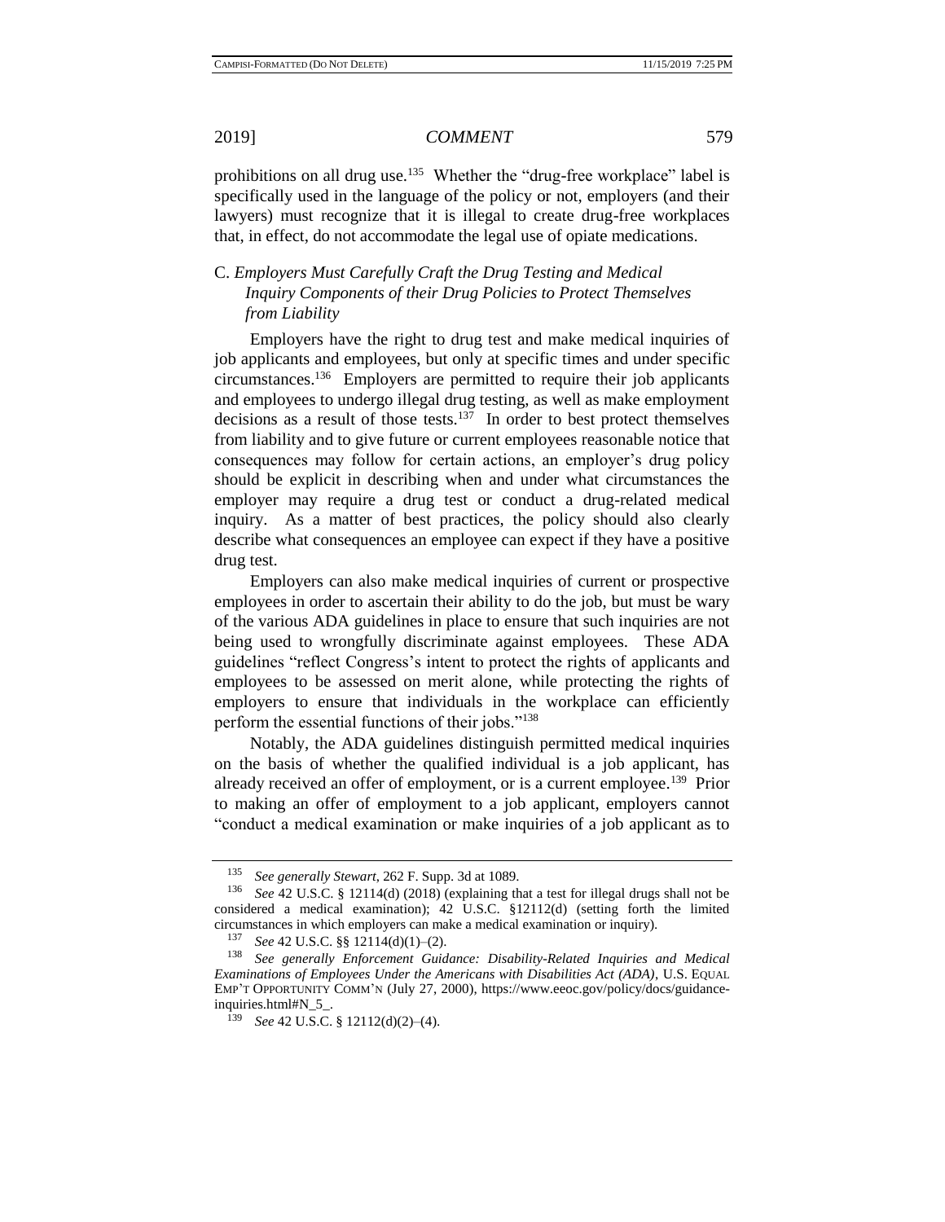prohibitions on all drug use.[135] Whether the "drug-free workplace" label is specifically used in the language of the policy or not, employers (and their lawyers) must recognize that it is illegal to create drug-free workplaces that, in effect, do not accommodate the legal use of opiate medications.

### C. *Employers Must Carefully Craft the Drug Testing and Medical Inquiry Components of their Drug Policies to Protect Themselves from Liability*

Employers have the right to drug test and make medical inquiries of job applicants and employees, but only at specific times and under specific circumstances.[136] Employers are permitted to require their job applicants and employees to undergo illegal drug testing, as well as make employment decisions as a result of those tests.[137] In order to best protect themselves from liability and to give future or current employees reasonable notice that consequences may follow for certain actions, an employer's drug policy should be explicit in describing when and under what circumstances the employer may require a drug test or conduct a drug-related medical inquiry. As a matter of best practices, the policy should also clearly describe what consequences an employee can expect if they have a positive drug test.

Employers can also make medical inquiries of current or prospective employees in order to ascertain their ability to do the job, but must be wary of the various ADA guidelines in place to ensure that such inquiries are not being used to wrongfully discriminate against employees. These ADA guidelines "reflect Congress's intent to protect the rights of applicants and employees to be assessed on merit alone, while protecting the rights of employers to ensure that individuals in the workplace can efficiently perform the essential functions of their jobs."[138]

Notably, the ADA guidelines distinguish permitted medical inquiries on the basis of whether the qualified individual is a job applicant, has already received an offer of employment, or is a current employee.[139] Prior to making an offer of employment to a job applicant, employers cannot "conduct a medical examination or make inquiries of a job applicant as to

---

[135] *See generally Stewart*, 262 F. Supp. 3d at 1089.

[136] *See* 42 U.S.C. § 12114(d) (2018) (explaining that a test for illegal drugs shall not be considered a medical examination); 42 U.S.C. §12112(d) (setting forth the limited circumstances in which employers can make a medical examination or inquiry).

[137] *See* 42 U.S.C. §§ 12114(d)(1)–(2).

[138] *See generally Enforcement Guidance: Disability-Related Inquiries and Medical Examinations of Employees Under the Americans with Disabilities Act (ADA)*, U.S. EQUAL EMP'T OPPORTUNITY COMM'N (July 27, 2000), https://www.eeoc.gov/policy/docs/guidance-inquiries.html#N_5_.

[139] *See* 42 U.S.C. § 12112(d)(2)–(4).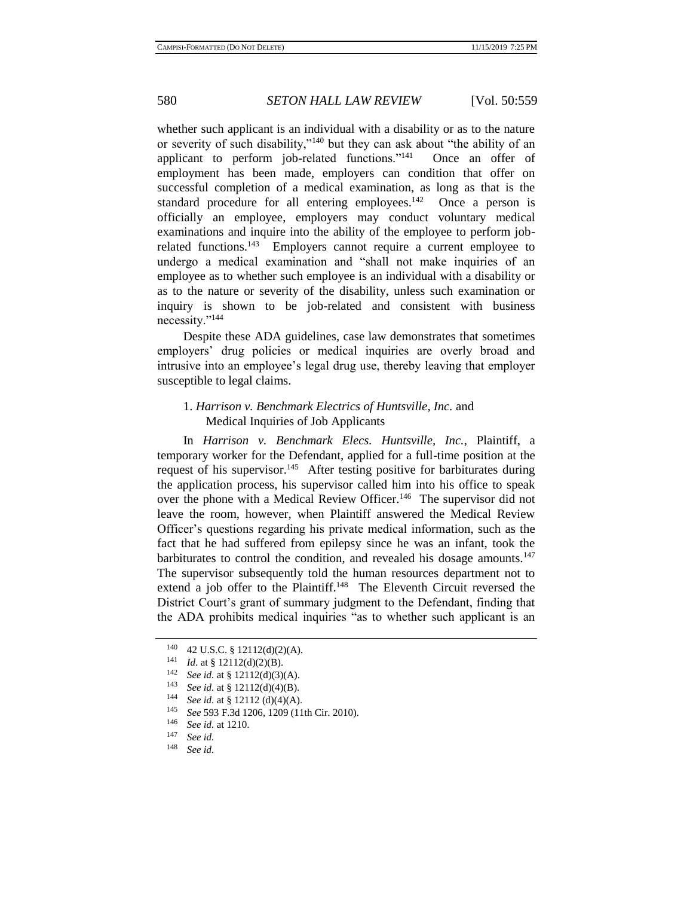whether such applicant is an individual with a disability or as to the nature or severity of such disability,"[140] but they can ask about "the ability of an applicant to perform job-related functions."[141] Once an offer of employment has been made, employers can condition that offer on successful completion of a medical examination, as long as that is the standard procedure for all entering employees.[142] Once a person is officially an employee, employers may conduct voluntary medical examinations and inquire into the ability of the employee to perform job-related functions.[143] Employers cannot require a current employee to undergo a medical examination and "shall not make inquiries of an employee as to whether such employee is an individual with a disability or as to the nature or severity of the disability, unless such examination or inquiry is shown to be job-related and consistent with business necessity."[144]

Despite these ADA guidelines, case law demonstrates that sometimes employers' drug policies or medical inquiries are overly broad and intrusive into an employee's legal drug use, thereby leaving that employer susceptible to legal claims.

### 1. *Harrison v. Benchmark Electrics of Huntsville, Inc.* and Medical Inquiries of Job Applicants

In *Harrison v. Benchmark Elecs. Huntsville, Inc.*, Plaintiff, a temporary worker for the Defendant, applied for a full-time position at the request of his supervisor.[145] After testing positive for barbiturates during the application process, his supervisor called him into his office to speak over the phone with a Medical Review Officer.[146] The supervisor did not leave the room, however, when Plaintiff answered the Medical Review Officer's questions regarding his private medical information, such as the fact that he had suffered from epilepsy since he was an infant, took the barbiturates to control the condition, and revealed his dosage amounts.[147] The supervisor subsequently told the human resources department not to extend a job offer to the Plaintiff.[148] The Eleventh Circuit reversed the District Court's grant of summary judgment to the Defendant, finding that the ADA prohibits medical inquiries "as to whether such applicant is an

---

[140] 42 U.S.C. § 12112(d)(2)(A).

[141] *Id.* at § 12112(d)(2)(B).

[142] *See id.* at § 12112(d)(3)(A).

[143] *See id.* at § 12112(d)(4)(B).

[144] *See id.* at § 12112 (d)(4)(A).

[145] *See* 593 F.3d 1206, 1209 (11th Cir. 2010).

[146] *See id.* at 1210.

[147] *See id.*

[148] *See id.*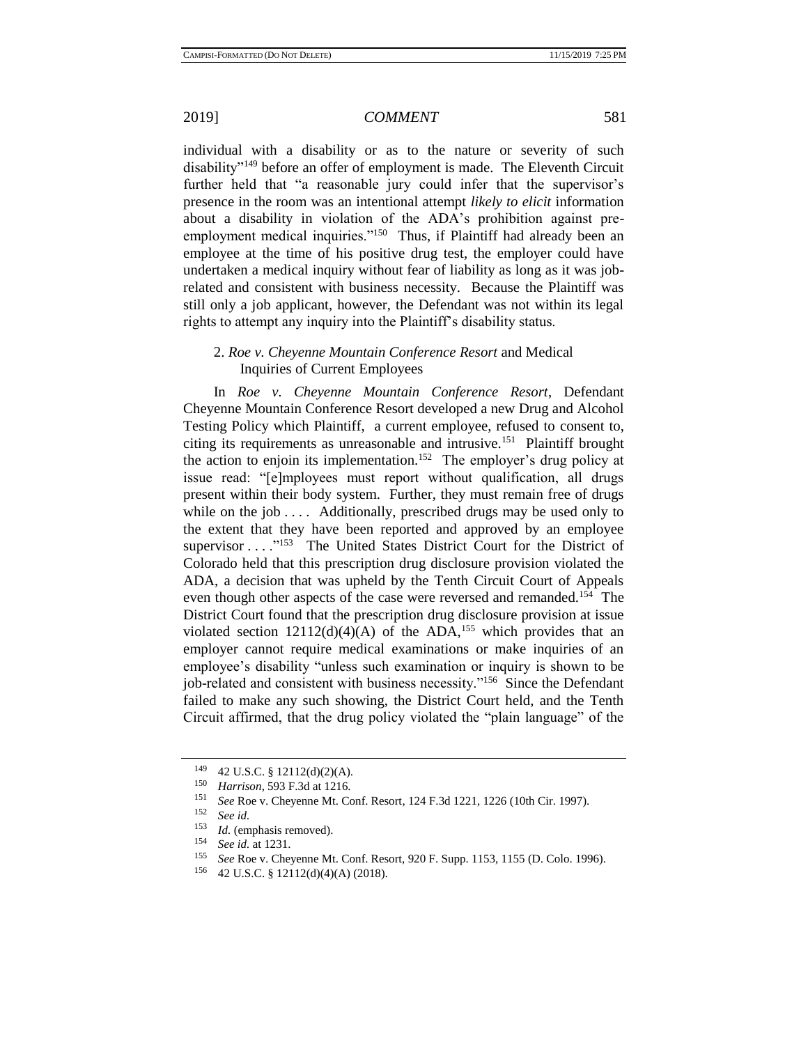individual with a disability or as to the nature or severity of such disability"[149] before an offer of employment is made. The Eleventh Circuit further held that "a reasonable jury could infer that the supervisor's presence in the room was an intentional attempt *likely to elicit* information about a disability in violation of the ADA's prohibition against pre-employment medical inquiries."[150] Thus, if Plaintiff had already been an employee at the time of his positive drug test, the employer could have undertaken a medical inquiry without fear of liability as long as it was job-related and consistent with business necessity. Because the Plaintiff was still only a job applicant, however, the Defendant was not within its legal rights to attempt any inquiry into the Plaintiff's disability status.

### 2. *Roe v. Cheyenne Mountain Conference Resort* and Medical Inquiries of Current Employees

In *Roe v. Cheyenne Mountain Conference Resort*, Defendant Cheyenne Mountain Conference Resort developed a new Drug and Alcohol Testing Policy which Plaintiff, a current employee, refused to consent to, citing its requirements as unreasonable and intrusive.[151] Plaintiff brought the action to enjoin its implementation.[152] The employer's drug policy at issue read: "[e]mployees must report without qualification, all drugs present within their body system. Further, they must remain free of drugs while on the job . . . . Additionally, prescribed drugs may be used only to the extent that they have been reported and approved by an employee supervisor . . . ."[153] The United States District Court for the District of Colorado held that this prescription drug disclosure provision violated the ADA, a decision that was upheld by the Tenth Circuit Court of Appeals even though other aspects of the case were reversed and remanded.[154] The District Court found that the prescription drug disclosure provision at issue violated section 12112(d)(4)(A) of the ADA,[155] which provides that an employer cannot require medical examinations or make inquiries of an employee's disability "unless such examination or inquiry is shown to be job-related and consistent with business necessity."[156] Since the Defendant failed to make any such showing, the District Court held, and the Tenth Circuit affirmed, that the drug policy violated the "plain language" of the

---

[149] 42 U.S.C. § 12112(d)(2)(A).

[150] *Harrison*, 593 F.3d at 1216.

[151] *See* Roe v. Cheyenne Mt. Conf. Resort, 124 F.3d 1221, 1226 (10th Cir. 1997).

[152] *See id.*

[153] *Id.* (emphasis removed).

[154] *See id.* at 1231.

[155] *See* Roe v. Cheyenne Mt. Conf. Resort, 920 F. Supp. 1153, 1155 (D. Colo. 1996).

[156] 42 U.S.C. § 12112(d)(4)(A) (2018).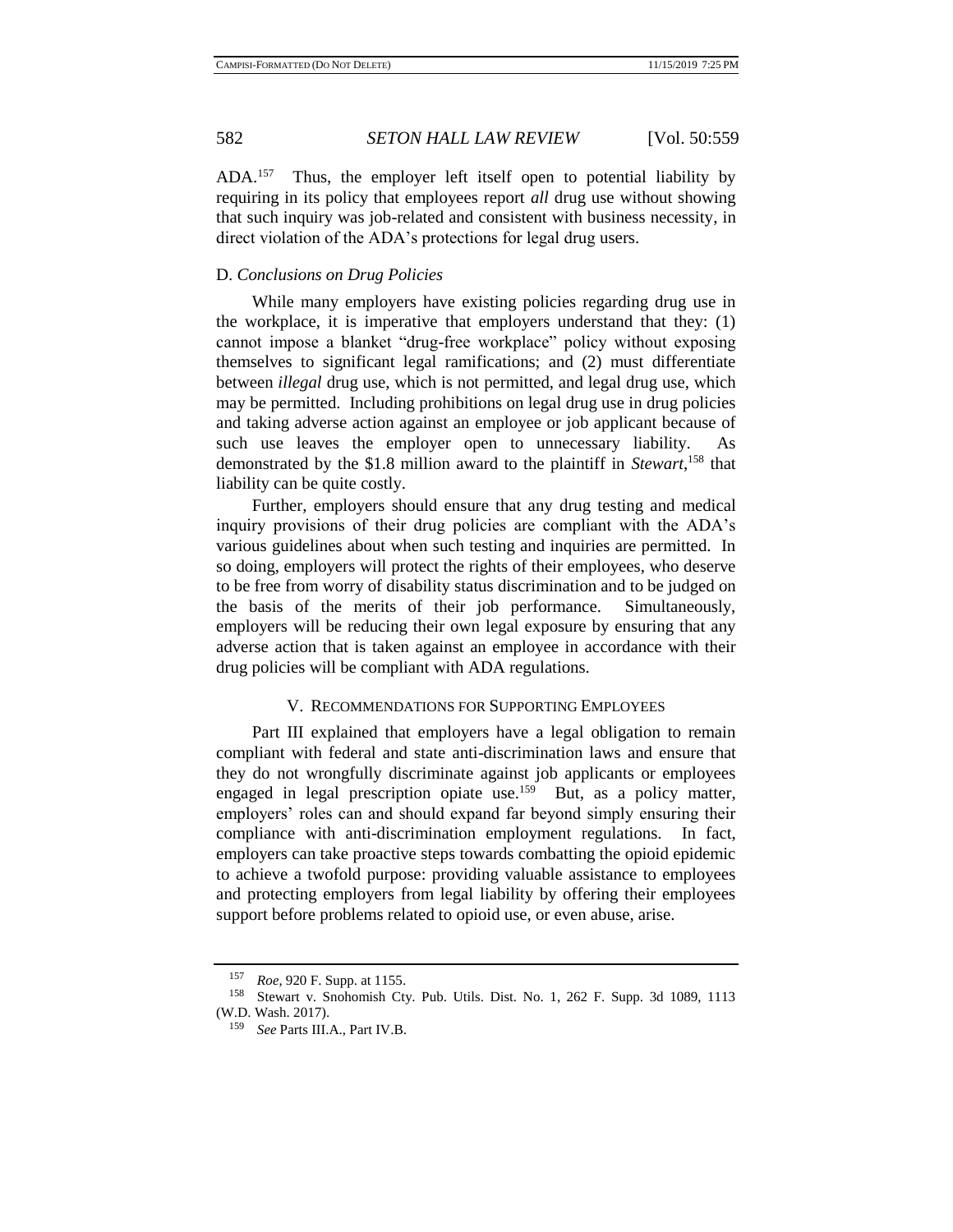ADA.[157] Thus, the employer left itself open to potential liability by requiring in its policy that employees report *all* drug use without showing that such inquiry was job-related and consistent with business necessity, in direct violation of the ADA's protections for legal drug users.

### D. *Conclusions on Drug Policies*

While many employers have existing policies regarding drug use in the workplace, it is imperative that employers understand that they: (1) cannot impose a blanket "drug-free workplace" policy without exposing themselves to significant legal ramifications; and (2) must differentiate between *illegal* drug use, which is not permitted, and legal drug use, which may be permitted. Including prohibitions on legal drug use in drug policies and taking adverse action against an employee or job applicant because of such use leaves the employer open to unnecessary liability. As demonstrated by the $1.8 million award to the plaintiff in *Stewart*,[158] that liability can be quite costly.

Further, employers should ensure that any drug testing and medical inquiry provisions of their drug policies are compliant with the ADA's various guidelines about when such testing and inquiries are permitted. In so doing, employers will protect the rights of their employees, who deserve to be free from worry of disability status discrimination and to be judged on the basis of the merits of their job performance. Simultaneously, employers will be reducing their own legal exposure by ensuring that any adverse action that is taken against an employee in accordance with their drug policies will be compliant with ADA regulations.

## V. RECOMMENDATIONS FOR SUPPORTING EMPLOYEES

Part III explained that employers have a legal obligation to remain compliant with federal and state anti-discrimination laws and ensure that they do not wrongfully discriminate against job applicants or employees engaged in legal prescription opiate use.[159] But, as a policy matter, employers' roles can and should expand far beyond simply ensuring their compliance with anti-discrimination employment regulations. In fact, employers can take proactive steps towards combatting the opioid epidemic to achieve a twofold purpose: providing valuable assistance to employees and protecting employers from legal liability by offering their employees support before problems related to opioid use, or even abuse, arise.

---

[157] *Roe*, 920 F. Supp. at 1155.

[158] Stewart v. Snohomish Cty. Pub. Utils. Dist. No. 1, 262 F. Supp. 3d 1089, 1113 (W.D. Wash. 2017).

[159] *See* Parts III.A., Part IV.B.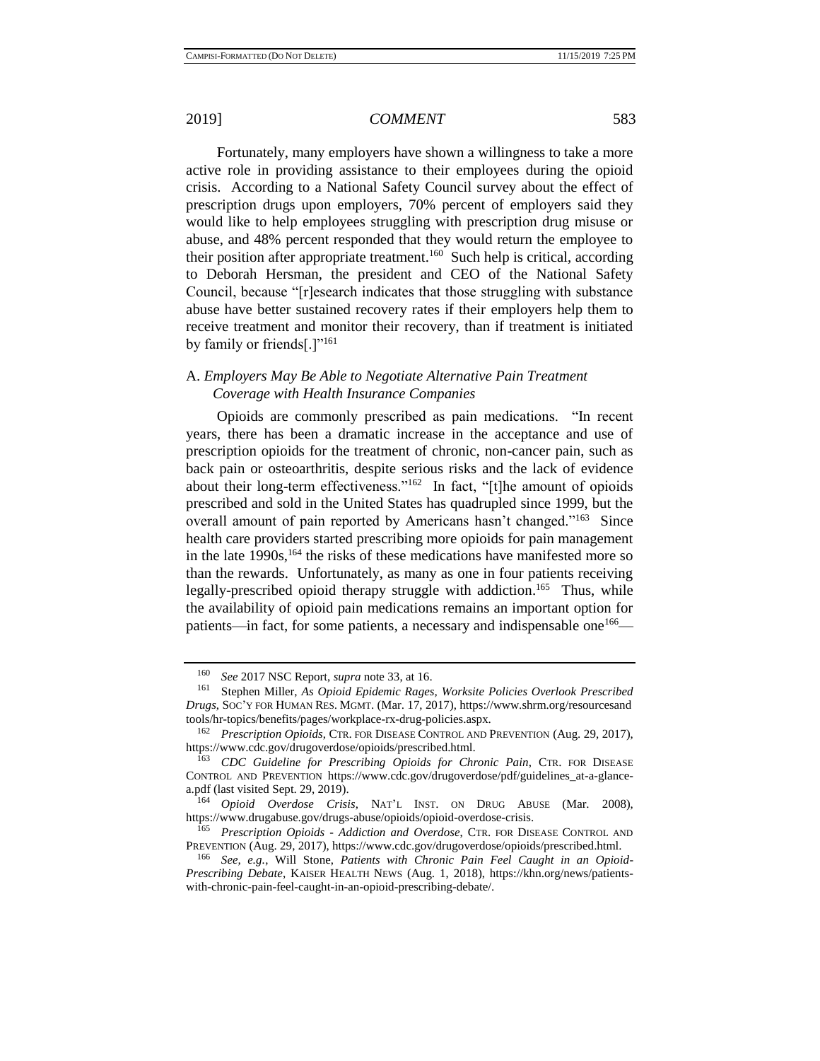Fortunately, many employers have shown a willingness to take a more active role in providing assistance to their employees during the opioid crisis. According to a National Safety Council survey about the effect of prescription drugs upon employers, 70% percent of employers said they would like to help employees struggling with prescription drug misuse or abuse, and 48% percent responded that they would return the employee to their position after appropriate treatment.[160] Such help is critical, according to Deborah Hersman, the president and CEO of the National Safety Council, because "[r]esearch indicates that those struggling with substance abuse have better sustained recovery rates if their employers help them to receive treatment and monitor their recovery, than if treatment is initiated by family or friends[.]"[161]

### A. *Employers May Be Able to Negotiate Alternative Pain Treatment Coverage with Health Insurance Companies*

Opioids are commonly prescribed as pain medications. "In recent years, there has been a dramatic increase in the acceptance and use of prescription opioids for the treatment of chronic, non-cancer pain, such as back pain or osteoarthritis, despite serious risks and the lack of evidence about their long-term effectiveness."[162] In fact, "[t]he amount of opioids prescribed and sold in the United States has quadrupled since 1999, but the overall amount of pain reported by Americans hasn't changed."[163] Since health care providers started prescribing more opioids for pain management in the late 1990s,[164] the risks of these medications have manifested more so than the rewards. Unfortunately, as many as one in four patients receiving legally-prescribed opioid therapy struggle with addiction.[165] Thus, while the availability of opioid pain medications remains an important option for patients—in fact, for some patients, a necessary and indispensable one[166]—

---

[160] *See* 2017 NSC Report, *supra* note 33, at 16.

[161] Stephen Miller, *As Opioid Epidemic Rages, Worksite Policies Overlook Prescribed Drugs*, SOC'Y FOR HUMAN RES. MGMT. (Mar. 17, 2017), https://www.shrm.org/resourcesandtools/hr-topics/benefits/pages/workplace-rx-drug-policies.aspx.

[162] *Prescription Opioids*, CTR. FOR DISEASE CONTROL AND PREVENTION (Aug. 29, 2017), https://www.cdc.gov/drugoverdose/opioids/prescribed.html.

[163] *CDC Guideline for Prescribing Opioids for Chronic Pain*, CTR. FOR DISEASE CONTROL AND PREVENTION https://www.cdc.gov/drugoverdose/pdf/guidelines_at-a-glance-a.pdf (last visited Sept. 29, 2019).

[164] *Opioid Overdose Crisis*, NAT'L INST. ON DRUG ABUSE (Mar. 2008), https://www.drugabuse.gov/drugs-abuse/opioids/opioid-overdose-crisis.

[165] *Prescription Opioids - Addiction and Overdose*, CTR. FOR DISEASE CONTROL AND PREVENTION (Aug. 29, 2017), https://www.cdc.gov/drugoverdose/opioids/prescribed.html.

[166] *See, e.g.*, Will Stone, *Patients with Chronic Pain Feel Caught in an Opioid-Prescribing Debate*, KAISER HEALTH NEWS (Aug. 1, 2018), https://khn.org/news/patients-with-chronic-pain-feel-caught-in-an-opioid-prescribing-debate/.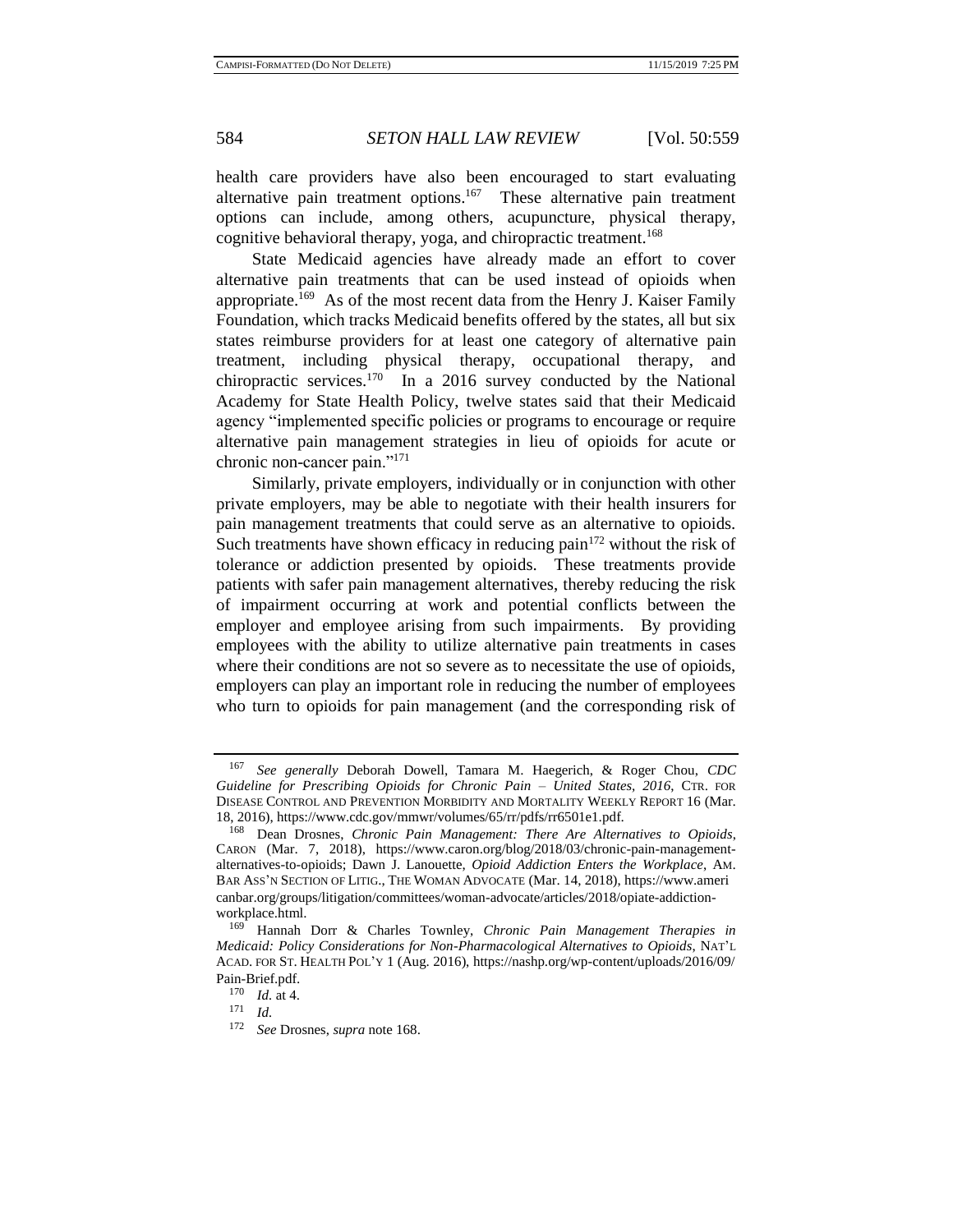health care providers have also been encouraged to start evaluating alternative pain treatment options.[167] These alternative pain treatment options can include, among others, acupuncture, physical therapy, cognitive behavioral therapy, yoga, and chiropractic treatment.[168]

State Medicaid agencies have already made an effort to cover alternative pain treatments that can be used instead of opioids when appropriate.[169] As of the most recent data from the Henry J. Kaiser Family Foundation, which tracks Medicaid benefits offered by the states, all but six states reimburse providers for at least one category of alternative pain treatment, including physical therapy, occupational therapy, and chiropractic services.[170] In a 2016 survey conducted by the National Academy for State Health Policy, twelve states said that their Medicaid agency "implemented specific policies or programs to encourage or require alternative pain management strategies in lieu of opioids for acute or chronic non-cancer pain."[171]

Similarly, private employers, individually or in conjunction with other private employers, may be able to negotiate with their health insurers for pain management treatments that could serve as an alternative to opioids. Such treatments have shown efficacy in reducing pain[172] without the risk of tolerance or addiction presented by opioids. These treatments provide patients with safer pain management alternatives, thereby reducing the risk of impairment occurring at work and potential conflicts between the employer and employee arising from such impairments. By providing employees with the ability to utilize alternative pain treatments in cases where their conditions are not so severe as to necessitate the use of opioids, employers can play an important role in reducing the number of employees who turn to opioids for pain management (and the corresponding risk of

---

[167] *See generally* Deborah Dowell, Tamara M. Haegerich, & Roger Chou, *CDC Guideline for Prescribing Opioids for Chronic Pain – United States, 2016*, CTR. FOR DISEASE CONTROL AND PREVENTION MORBIDITY AND MORTALITY WEEKLY REPORT 16 (Mar. 18, 2016), https://www.cdc.gov/mmwr/volumes/65/rr/pdfs/rr6501e1.pdf.

[168] Dean Drosnes, *Chronic Pain Management: There Are Alternatives to Opioids*, CARON (Mar. 7, 2018), https://www.caron.org/blog/2018/03/chronic-pain-management-alternatives-to-opioids; Dawn J. Lanouette, *Opioid Addiction Enters the Workplace*, AM. BAR ASS'N SECTION OF LITIG., THE WOMAN ADVOCATE (Mar. 14, 2018), https://www.americanbar.org/groups/litigation/committees/woman-advocate/articles/2018/opiate-addiction-workplace.html.

[169] Hannah Dorr & Charles Townley, *Chronic Pain Management Therapies in Medicaid: Policy Considerations for Non-Pharmacological Alternatives to Opioids*, NAT'L ACAD. FOR ST. HEALTH POL'Y 1 (Aug. 2016), https://nashp.org/wp-content/uploads/2016/09/Pain-Brief.pdf.

[170] *Id.* at 4.

[171] *Id.*

[172] *See* Drosnes, *supra* note 168.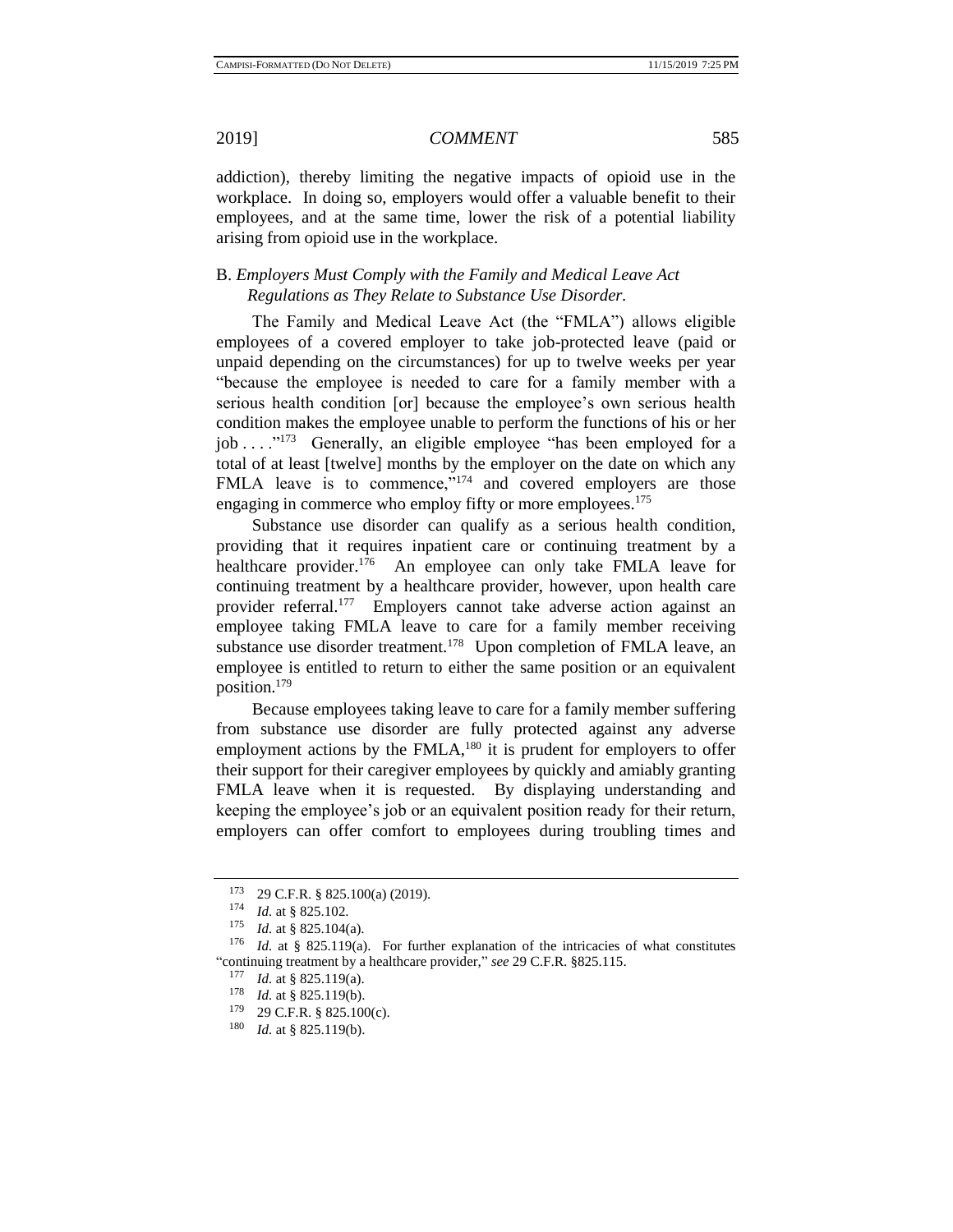addiction), thereby limiting the negative impacts of opioid use in the workplace. In doing so, employers would offer a valuable benefit to their employees, and at the same time, lower the risk of a potential liability arising from opioid use in the workplace.

### B. *Employers Must Comply with the Family and Medical Leave Act Regulations as They Relate to Substance Use Disorder.*

The Family and Medical Leave Act (the "FMLA") allows eligible employees of a covered employer to take job-protected leave (paid or unpaid depending on the circumstances) for up to twelve weeks per year "because the employee is needed to care for a family member with a serious health condition [or] because the employee's own serious health condition makes the employee unable to perform the functions of his or her job . . . ."[173] Generally, an eligible employee "has been employed for a total of at least [twelve] months by the employer on the date on which any FMLA leave is to commence,"[174] and covered employers are those engaging in commerce who employ fifty or more employees.[175]

Substance use disorder can qualify as a serious health condition, providing that it requires inpatient care or continuing treatment by a healthcare provider.[176] An employee can only take FMLA leave for continuing treatment by a healthcare provider, however, upon health care provider referral.[177] Employers cannot take adverse action against an employee taking FMLA leave to care for a family member receiving substance use disorder treatment.[178] Upon completion of FMLA leave, an employee is entitled to return to either the same position or an equivalent position.[179]

Because employees taking leave to care for a family member suffering from substance use disorder are fully protected against any adverse employment actions by the FMLA,[180] it is prudent for employers to offer their support for their caregiver employees by quickly and amiably granting FMLA leave when it is requested. By displaying understanding and keeping the employee's job or an equivalent position ready for their return, employers can offer comfort to employees during troubling times and

---

[173] 29 C.F.R. § 825.100(a) (2019).

[174] *Id.* at § 825.102.

[175] *Id.* at § 825.104(a).

[176] *Id.* at § 825.119(a). For further explanation of the intricacies of what constitutes "continuing treatment by a healthcare provider," *see* 29 C.F.R. §825.115.

[177] *Id.* at § 825.119(a).

[178] *Id.* at § 825.119(b).

[179] 29 C.F.R. § 825.100(c).

[180] *Id.* at § 825.119(b).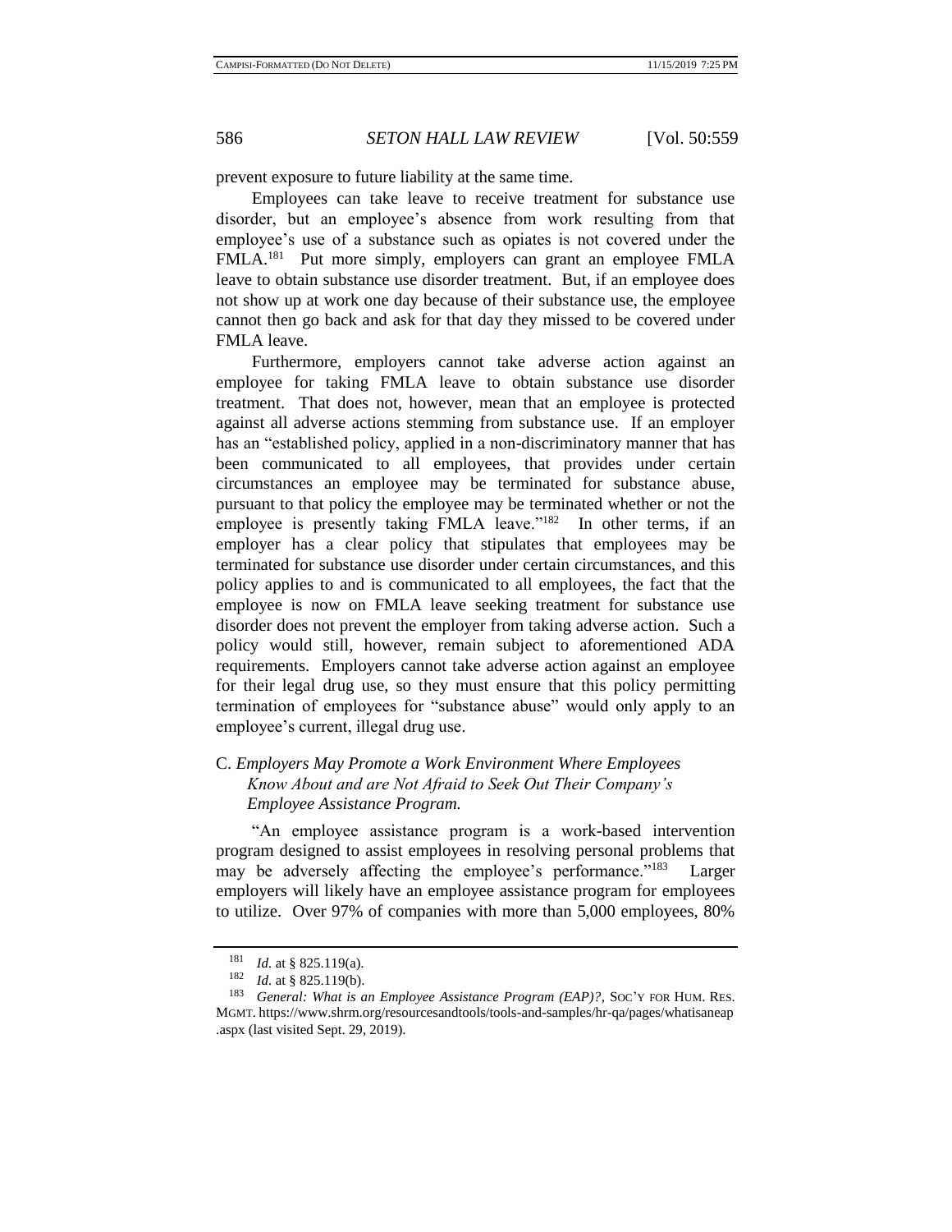prevent exposure to future liability at the same time.

Employees can take leave to receive treatment for substance use disorder, but an employee's absence from work resulting from that employee's use of a substance such as opiates is not covered under the FMLA.[181] Put more simply, employers can grant an employee FMLA leave to obtain substance use disorder treatment. But, if an employee does not show up at work one day because of their substance use, the employee cannot then go back and ask for that day they missed to be covered under FMLA leave.

Furthermore, employers cannot take adverse action against an employee for taking FMLA leave to obtain substance use disorder treatment. That does not, however, mean that an employee is protected against all adverse actions stemming from substance use. If an employer has an "established policy, applied in a non-discriminatory manner that has been communicated to all employees, that provides under certain circumstances an employee may be terminated for substance abuse, pursuant to that policy the employee may be terminated whether or not the employee is presently taking FMLA leave."[182] In other terms, if an employer has a clear policy that stipulates that employees may be terminated for substance use disorder under certain circumstances, and this policy applies to and is communicated to all employees, the fact that the employee is now on FMLA leave seeking treatment for substance use disorder does not prevent the employer from taking adverse action. Such a policy would still, however, remain subject to aforementioned ADA requirements. Employers cannot take adverse action against an employee for their legal drug use, so they must ensure that this policy permitting termination of employees for "substance abuse" would only apply to an employee's current, illegal drug use.

### C. *Employers May Promote a Work Environment Where Employees Know About and are Not Afraid to Seek Out Their Company's Employee Assistance Program.*

"An employee assistance program is a work-based intervention program designed to assist employees in resolving personal problems that may be adversely affecting the employee's performance."[183] Larger employers will likely have an employee assistance program for employees to utilize. Over 97% of companies with more than 5,000 employees, 80%

---

[181] *Id.* at § 825.119(a).

[182] *Id.* at § 825.119(b).

[183] *General: What is an Employee Assistance Program (EAP)?*, SOC'Y FOR HUM. RES. MGMT. https://www.shrm.org/resourcesandtools/tools-and-samples/hr-qa/pages/whatisaneap.aspx (last visited Sept. 29, 2019).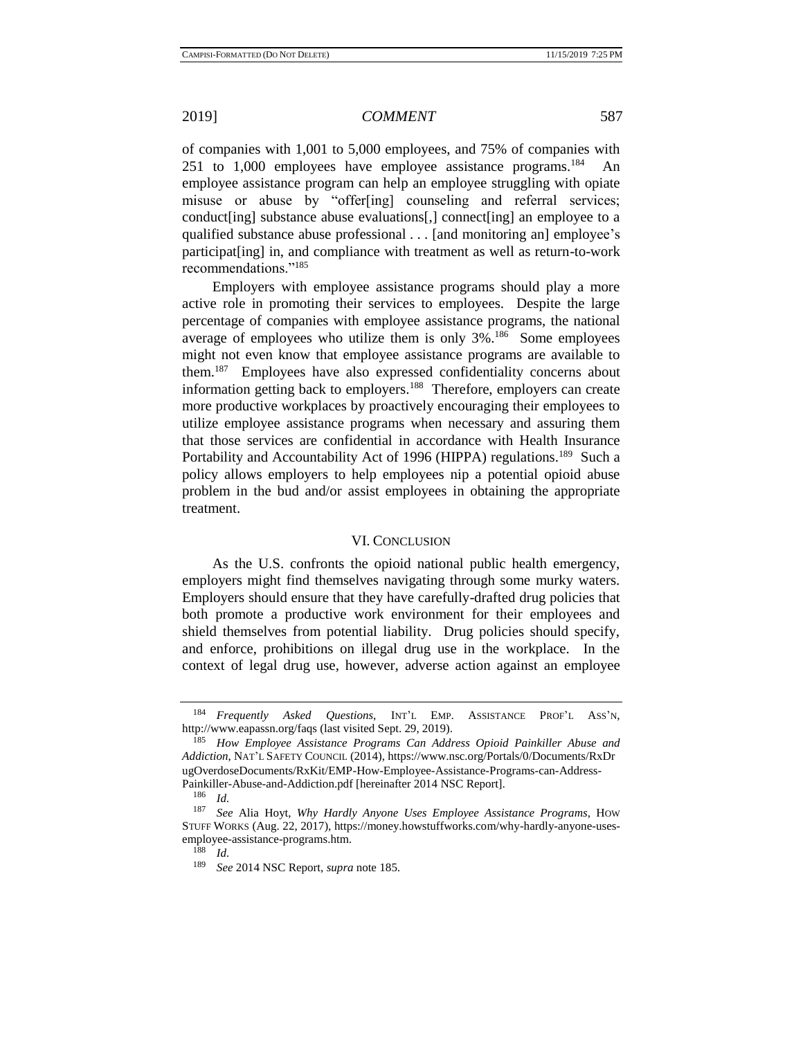of companies with 1,001 to 5,000 employees, and 75% of companies with 251 to 1,000 employees have employee assistance programs.[184] An employee assistance program can help an employee struggling with opiate misuse or abuse by "offer[ing] counseling and referral services; conduct[ing] substance abuse evaluations[,] connect[ing] an employee to a qualified substance abuse professional . . . [and monitoring an] employee's participat[ing] in, and compliance with treatment as well as return-to-work recommendations."[185]

Employers with employee assistance programs should play a more active role in promoting their services to employees. Despite the large percentage of companies with employee assistance programs, the national average of employees who utilize them is only 3%.[186] Some employees might not even know that employee assistance programs are available to them.[187] Employees have also expressed confidentiality concerns about information getting back to employers.[188] Therefore, employers can create more productive workplaces by proactively encouraging their employees to utilize employee assistance programs when necessary and assuring them that those services are confidential in accordance with Health Insurance Portability and Accountability Act of 1996 (HIPPA) regulations.[189] Such a policy allows employers to help employees nip a potential opioid abuse problem in the bud and/or assist employees in obtaining the appropriate treatment.

## VI. Conclusion

As the U.S. confronts the opioid national public health emergency, employers might find themselves navigating through some murky waters. Employers should ensure that they have carefully-drafted drug policies that both promote a productive work environment for their employees and shield themselves from potential liability. Drug policies should specify, and enforce, prohibitions on illegal drug use in the workplace. In the context of legal drug use, however, adverse action against an employee

---

[184] *Frequently Asked Questions*, INT'L EMP. ASSISTANCE PROF'L ASS'N, http://www.eapassn.org/faqs (last visited Sept. 29, 2019).

[185] *How Employee Assistance Programs Can Address Opioid Painkiller Abuse and Addiction*, NAT'L SAFETY COUNCIL (2014), https://www.nsc.org/Portals/0/Documents/RxDrugOverdoseDocuments/RxKit/EMP-How-Employee-Assistance-Programs-can-Address-Painkiller-Abuse-and-Addiction.pdf [hereinafter 2014 NSC Report].

[186] *Id.*

[187] *See* Alia Hoyt, *Why Hardly Anyone Uses Employee Assistance Programs*, HOW STUFF WORKS (Aug. 22, 2017), https://money.howstuffworks.com/why-hardly-anyone-uses-employee-assistance-programs.htm.

[188] *Id.*

[189] *See* 2014 NSC Report, *supra* note 185.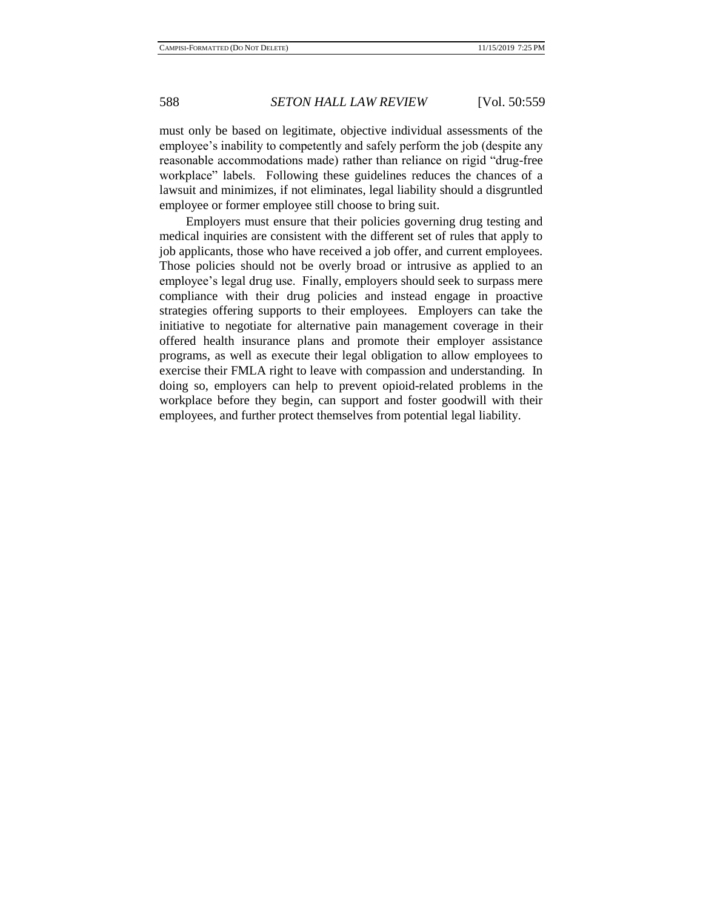must only be based on legitimate, objective individual assessments of the employee's inability to competently and safely perform the job (despite any reasonable accommodations made) rather than reliance on rigid "drug-free workplace" labels. Following these guidelines reduces the chances of a lawsuit and minimizes, if not eliminates, legal liability should a disgruntled employee or former employee still choose to bring suit.

Employers must ensure that their policies governing drug testing and medical inquiries are consistent with the different set of rules that apply to job applicants, those who have received a job offer, and current employees. Those policies should not be overly broad or intrusive as applied to an employee's legal drug use. Finally, employers should seek to surpass mere compliance with their drug policies and instead engage in proactive strategies offering supports to their employees. Employers can take the initiative to negotiate for alternative pain management coverage in their offered health insurance plans and promote their employer assistance programs, as well as execute their legal obligation to allow employees to exercise their FMLA right to leave with compassion and understanding. In doing so, employers can help to prevent opioid-related problems in the workplace before they begin, can support and foster goodwill with their employees, and further protect themselves from potential legal liability.